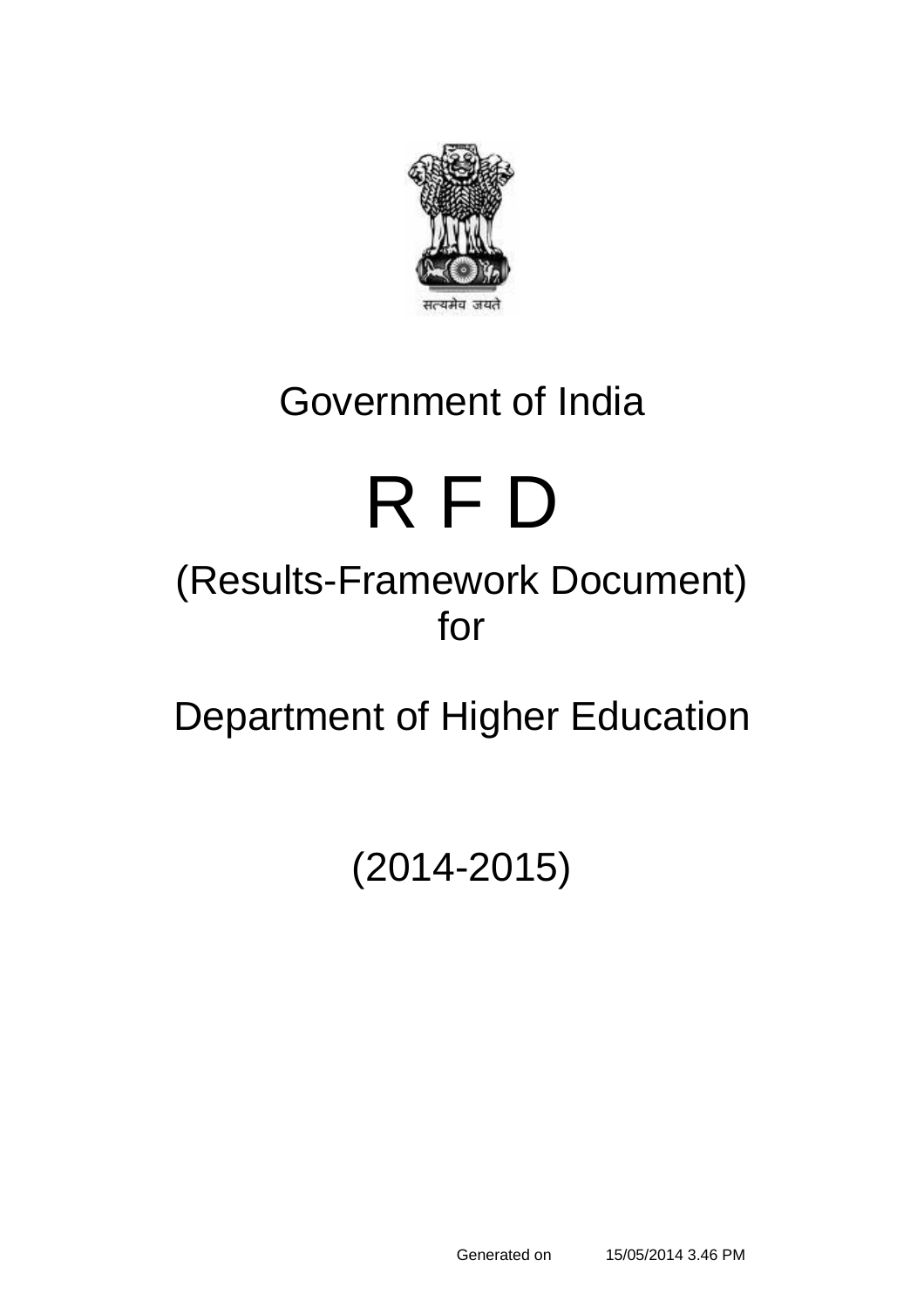सत्यमेव जयते

# Government of India

# R F D

## (Results-Framework Document) for

## Department of Higher Education

## (2014-2015)

Generated on 15/05/2014 3.46 PM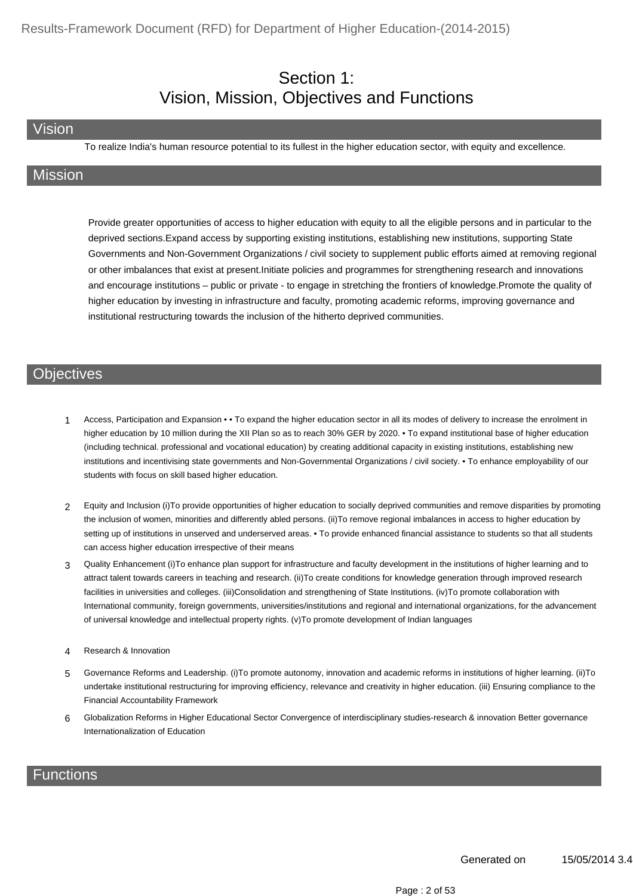# Section 1:
# Vision, Mission, Objectives and Functions

## Vision

To realize India's human resource potential to its fullest in the higher education sector, with equity and excellence.

## Mission

Provide greater opportunities of access to higher education with equity to all the eligible persons and in particular to the deprived sections.Expand access by supporting existing institutions, establishing new institutions, supporting State Governments and Non-Government Organizations / civil society to supplement public efforts aimed at removing regional or other imbalances that exist at present.Initiate policies and programmes for strengthening research and innovations and encourage institutions – public or private - to engage in stretching the frontiers of knowledge.Promote the quality of higher education by investing in infrastructure and faculty, promoting academic reforms, improving governance and institutional restructuring towards the inclusion of the hitherto deprived communities.

## Objectives

1. Access, Participation and Expansion • • To expand the higher education sector in all its modes of delivery to increase the enrolment in higher education by 10 million during the XII Plan so as to reach 30% GER by 2020. • To expand institutional base of higher education (including technical. professional and vocational education) by creating additional capacity in existing institutions, establishing new institutions and incentivising state governments and Non-Governmental Organizations / civil society. • To enhance employability of our students with focus on skill based higher education.
2. Equity and Inclusion (i)To provide opportunities of higher education to socially deprived communities and remove disparities by promoting the inclusion of women, minorities and differently abled persons. (ii)To remove regional imbalances in access to higher education by setting up of institutions in unserved and underserved areas. • To provide enhanced financial assistance to students so that all students can access higher education irrespective of their means
3. Quality Enhancement (i)To enhance plan support for infrastructure and faculty development in the institutions of higher learning and to attract talent towards careers in teaching and research. (ii)To create conditions for knowledge generation through improved research facilities in universities and colleges. (iii)Consolidation and strengthening of State Institutions. (iv)To promote collaboration with International community, foreign governments, universities/institutions and regional and international organizations, for the advancement of universal knowledge and intellectual property rights. (v)To promote development of Indian languages
4. Research & Innovation
5. Governance Reforms and Leadership. (i)To promote autonomy, innovation and academic reforms in institutions of higher learning. (ii)To undertake institutional restructuring for improving efficiency, relevance and creativity in higher education. (iii) Ensuring compliance to the Financial Accountability Framework
6. Globalization Reforms in Higher Educational Sector Convergence of interdisciplinary studies-research & innovation Better governance Internationalization of Education

## Functions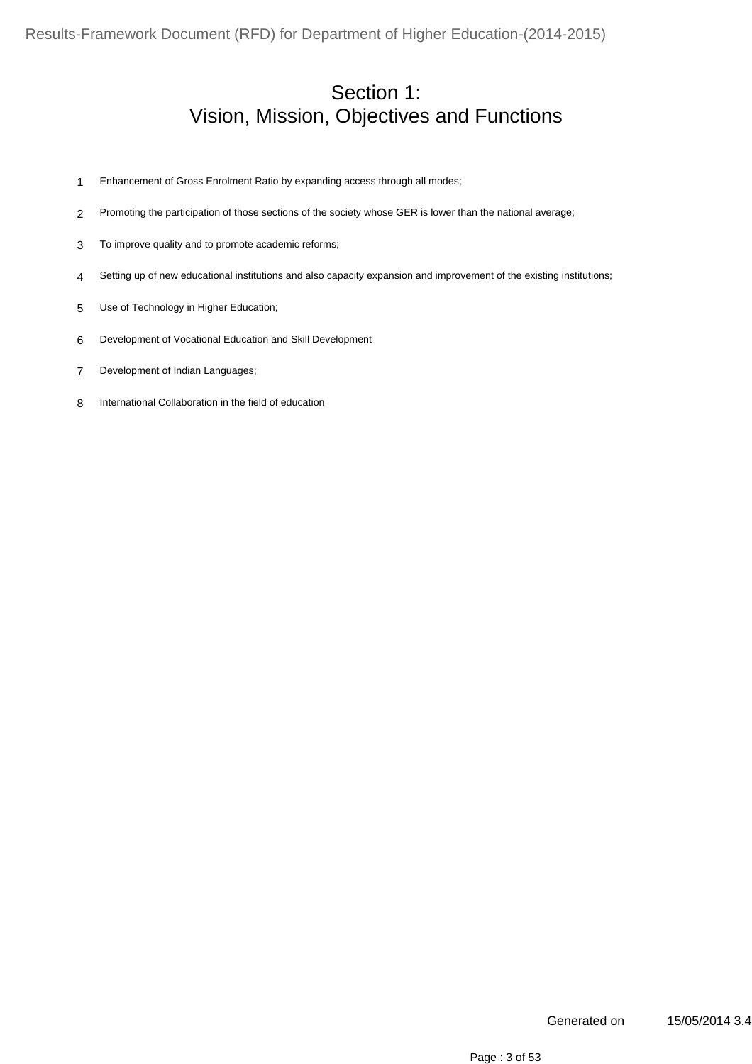# Section 1:
# Vision, Mission, Objectives and Functions

1. Enhancement of Gross Enrolment Ratio by expanding access through all modes;
2. Promoting the participation of those sections of the society whose GER is lower than the national average;
3. To improve quality and to promote academic reforms;
4. Setting up of new educational institutions and also capacity expansion and improvement of the existing institutions;
5. Use of Technology in Higher Education;
6. Development of Vocational Education and Skill Development
7. Development of Indian Languages;
8. International Collaboration in the field of education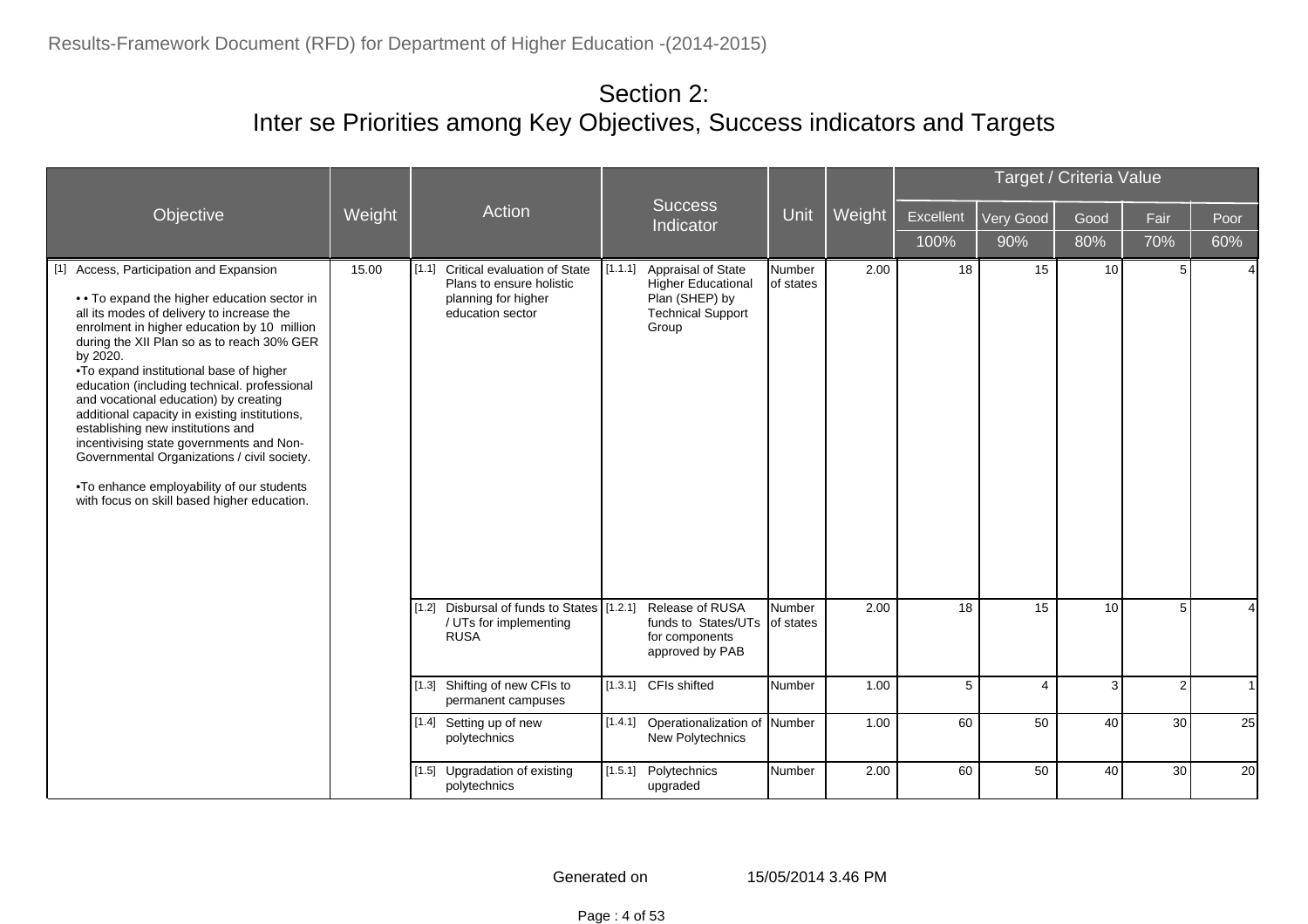# Section 2:
# Inter se Priorities among Key Objectives, Success indicators and Targets

| Objective | Weight | Action | Success Indicator | Unit | Weight | Target / Criteria Value | | | | |
|---|---|---|---|---|---|---|---|---|---|---|
| | | | | | | Excellent | Very Good | Good | Fair | Poor |
| | | | | | | 100% | 90% | 80% | 70% | 60% |
| [1] Access, Participation and Expansion<br><br>• • To expand the higher education sector in all its modes of delivery to increase the enrolment in higher education by 10 million during the XII Plan so as to reach 30% GER by 2020.<br>•To expand institutional base of higher education (including technical. professional and vocational education) by creating additional capacity in existing institutions, establishing new institutions and incentivising state governments and Non-Governmental Organizations / civil society.<br><br>•To enhance employability of our students with focus on skill based higher education. | 15.00 | [1.1] Critical evaluation of State Plans to ensure holistic planning for higher education sector | [1.1.1] Appraisal of State Higher Educational Plan (SHEP) by Technical Support Group | Number of states | 2.00 | 18 | 15 | 10 | 5 | 4 |
| | | [1.2] Disbursal of funds to States / UTs for implementing RUSA | [1.2.1] Release of RUSA funds to States/UTs for components approved by PAB | Number of states | 2.00 | 18 | 15 | 10 | 5 | 4 |
| | | [1.3] Shifting of new CFIs to permanent campuses | [1.3.1] CFIs shifted | Number | 1.00 | 5 | 4 | 3 | 2 | 1 |
| | | [1.4] Setting up of new polytechnics | [1.4.1] Operationalization of New Polytechnics | Number | 1.00 | 60 | 50 | 40 | 30 | 25 |
| | | [1.5] Upgradation of existing polytechnics | [1.5.1] Polytechnics upgraded | Number | 2.00 | 60 | 50 | 40 | 30 | 20 |

Generated on 15/05/2014 3.46 PM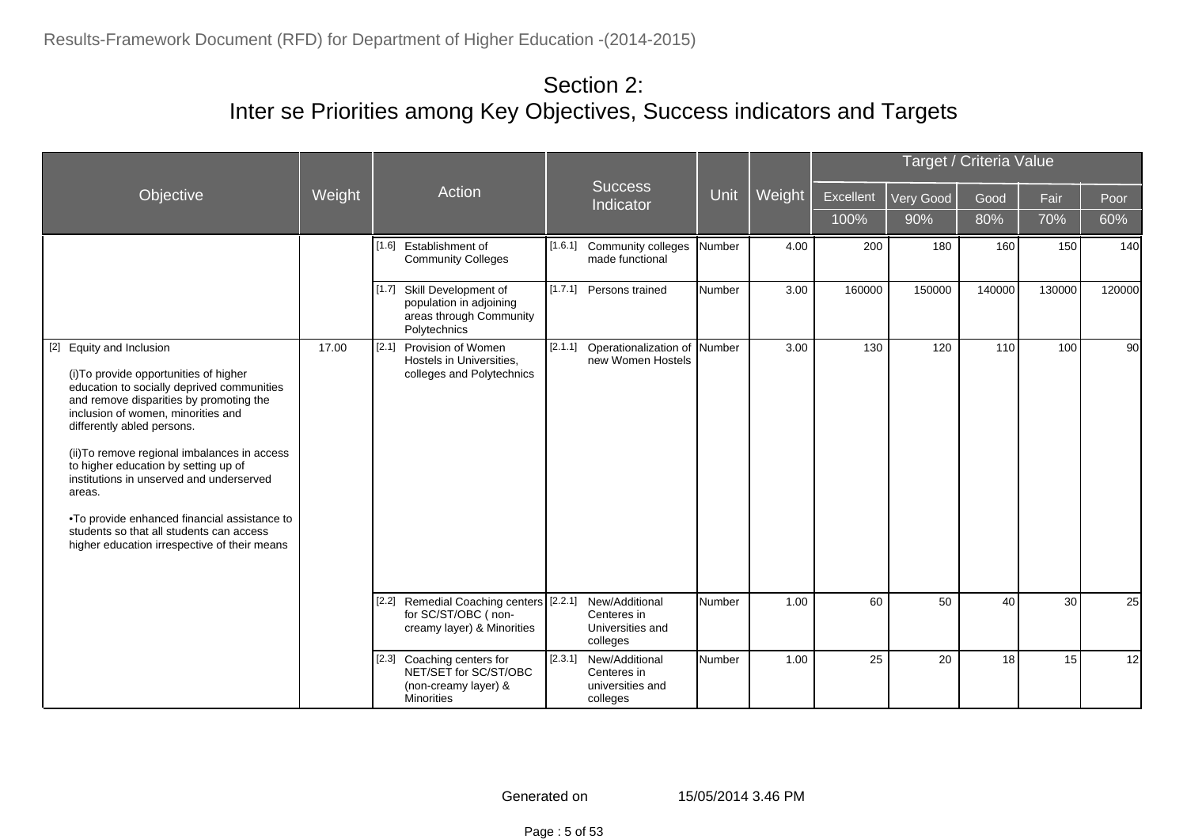# Section 2:
## Inter se Priorities among Key Objectives, Success indicators and Targets

| Objective | Weight | Action | Success Indicator | Unit | Weight | Target / Criteria Value | | | | |
|---|---|---|---|---|---|---|---|---|---|---|
| | | | | | | Excellent | Very Good | Good | Fair | Poor |
| | | | | | | 100% | 90% | 80% | 70% | 60% |
| | | [1.6] Establishment of Community Colleges | [1.6.1] Community colleges made functional | Number | 4.00 | 200 | 180 | 160 | 150 | 140 |
| | | [1.7] Skill Development of population in adjoining areas through Community Polytechnics | [1.7.1] Persons trained | Number | 3.00 | 160000 | 150000 | 140000 | 130000 | 120000 |
| [2] Equity and Inclusion<br><br>(i)To provide opportunities of higher education to socially deprived communities and remove disparities by promoting the inclusion of women, minorities and differently abled persons.<br><br>(ii)To remove regional imbalances in access to higher education by setting up of institutions in unserved and underserved areas.<br><br>•To provide enhanced financial assistance to students so that all students can access higher education irrespective of their means | 17.00 | [2.1] Provision of Women Hostels in Universities, colleges and Polytechnics | [2.1.1] Operationalization of new Women Hostels | Number | 3.00 | 130 | 120 | 110 | 100 | 90 |
| | | [2.2] Remedial Coaching centers for SC/ST/OBC ( non-creamy layer) & Minorities | [2.2.1] New/Additional Centeres in Universities and colleges | Number | 1.00 | 60 | 50 | 40 | 30 | 25 |
| | | [2.3] Coaching centers for NET/SET for SC/ST/OBC (non-creamy layer) & Minorities | [2.3.1] New/Additional Centeres in universities and colleges | Number | 1.00 | 25 | 20 | 18 | 15 | 12 |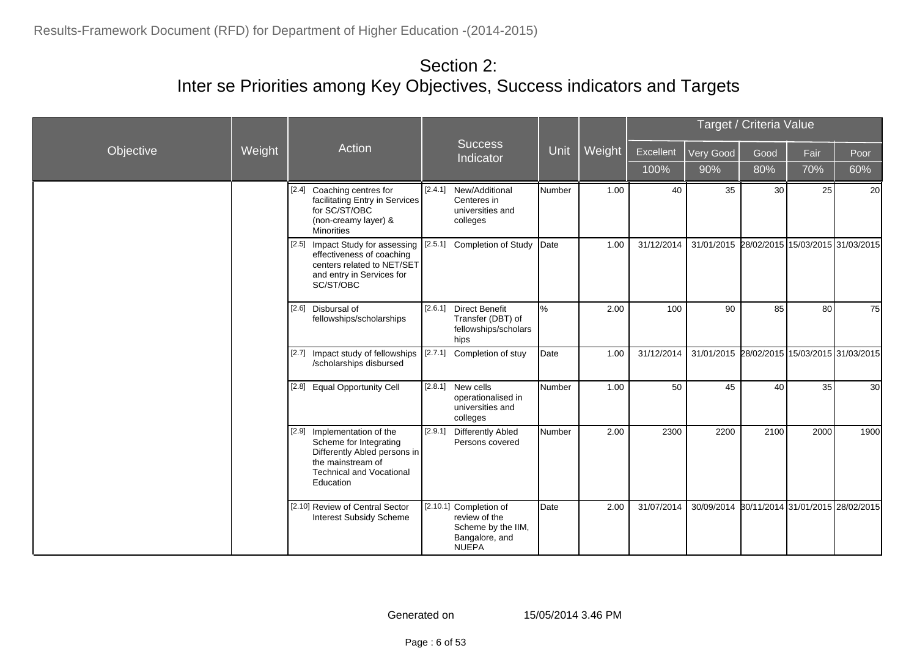## Section 2:
## Inter se Priorities among Key Objectives, Success indicators and Targets

| Objective | Weight | Action | Success Indicator | Unit | Weight | Target / Criteria Value | | | | |
|---|---|---|---|---|---|---|---|---|---|---|
| | | | | | | Excellent | Very Good | Good | Fair | Poor |
| | | | | | | 100% | 90% | 80% | 70% | 60% |
| | | [2.4] Coaching centres for facilitating Entry in Services for SC/ST/OBC (non-creamy layer) & Minorities | [2.4.1] New/Additional Centeres in universities and colleges | Number | 1.00 | 40 | 35 | 30 | 25 | 20 |
| | | [2.5] Impact Study for assessing effectiveness of coaching centers related to NET/SET and entry in Services for SC/ST/OBC | [2.5.1] Completion of Study | Date | 1.00 | 31/12/2014 | 31/01/2015 | 28/02/2015 | 15/03/2015 | 31/03/2015 |
| | | [2.6] Disbursal of fellowships/scholarships | [2.6.1] Direct Benefit Transfer (DBT) of fellowships/scholarships | % | 2.00 | 100 | 90 | 85 | 80 | 75 |
| | | [2.7] Impact study of fellowships /scholarships disbursed | [2.7.1] Completion of stuy | Date | 1.00 | 31/12/2014 | 31/01/2015 | 28/02/2015 | 15/03/2015 | 31/03/2015 |
| | | [2.8] Equal Opportunity Cell | [2.8.1] New cells operationalised in universities and colleges | Number | 1.00 | 50 | 45 | 40 | 35 | 30 |
| | | [2.9] Implementation of the Scheme for Integrating Differently Abled persons in the mainstream of Technical and Vocational Education | [2.9.1] Differently Abled Persons covered | Number | 2.00 | 2300 | 2200 | 2100 | 2000 | 1900 |
| | | [2.10] Review of Central Sector Interest Subsidy Scheme | [2.10.1] Completion of review of the Scheme by the IIM, Bangalore, and NUEPA | Date | 2.00 | 31/07/2014 | 30/09/2014 | 30/11/2014 | 31/01/2015 | 28/02/2015 |

Generated on 15/05/2014 3.46 PM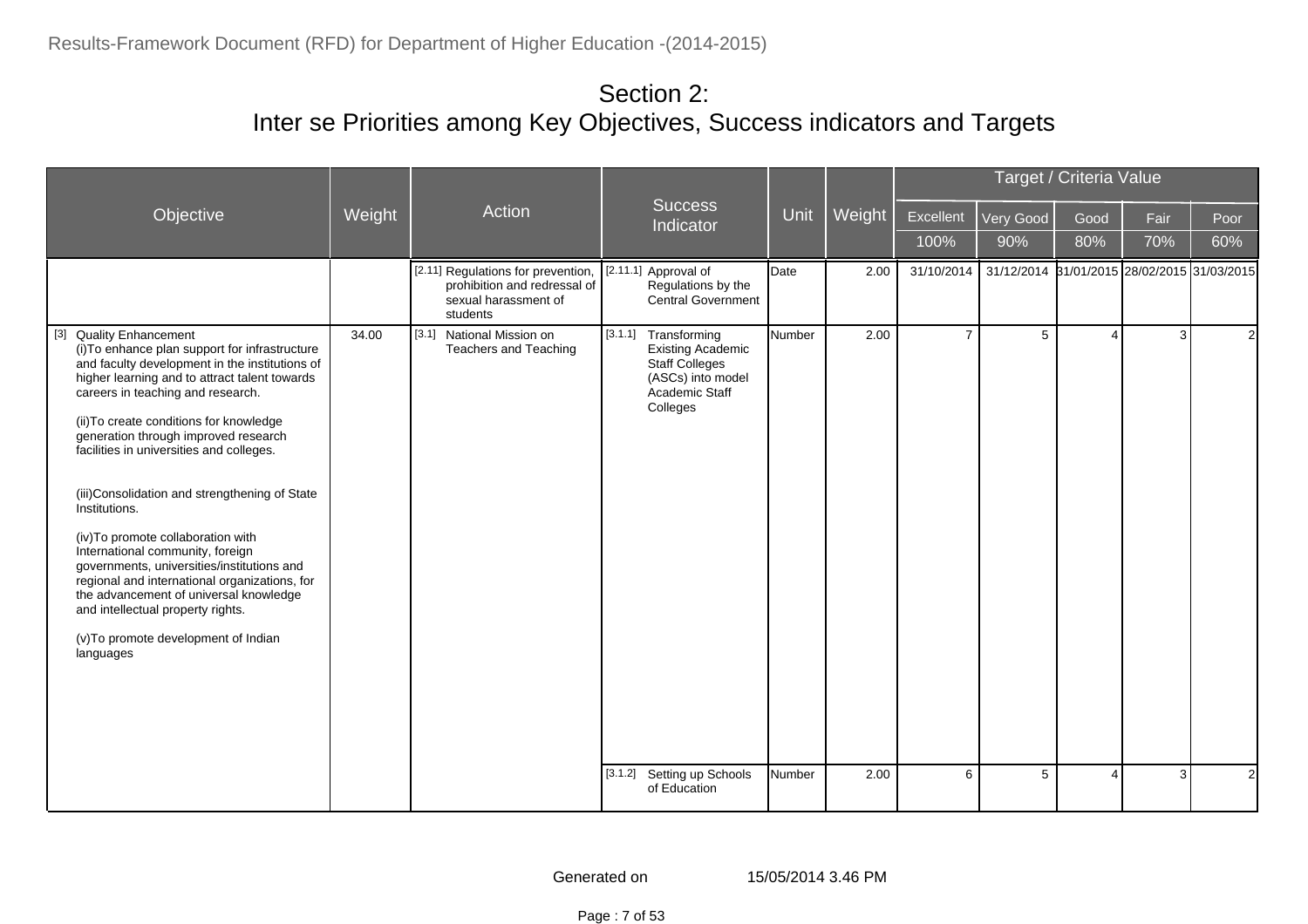# Section 2:
# Inter se Priorities among Key Objectives, Success indicators and Targets

| Objective | Weight | Action | Success Indicator | Unit | Weight | Target / Criteria Value | | | | |
|---|---|---|---|---|---|---|---|---|---|---|
| | | | | | | Excellent | Very Good | Good | Fair | Poor |
| | | | | | | 100% | 90% | 80% | 70% | 60% |
| | | [2.11] Regulations for prevention, prohibition and redressal of sexual harassment of students | [2.11.1] Approval of Regulations by the Central Government | Date | 2.00 | 31/10/2014 | 31/12/2014 | 31/01/2015 | 28/02/2015 | 31/03/2015 |
| [3] Quality Enhancement<br>(i)To enhance plan support for infrastructure and faculty development in the institutions of higher learning and to attract talent towards careers in teaching and research.<br><br>(ii)To create conditions for knowledge generation through improved research facilities in universities and colleges.<br><br>(iii)Consolidation and strengthening of State Institutions.<br><br>(iv)To promote collaboration with International community, foreign governments, universities/institutions and regional and international organizations, for the advancement of universal knowledge and intellectual property rights.<br><br>(v)To promote development of Indian languages | 34.00 | [3.1] National Mission on Teachers and Teaching | [3.1.1] Transforming Existing Academic Staff Colleges (ASCs) into model Academic Staff Colleges | Number | 2.00 | 7 | 5 | 4 | 3 | 2 |
| | | | [3.1.2] Setting up Schools of Education | Number | 2.00 | 6 | 5 | 4 | 3 | 2 |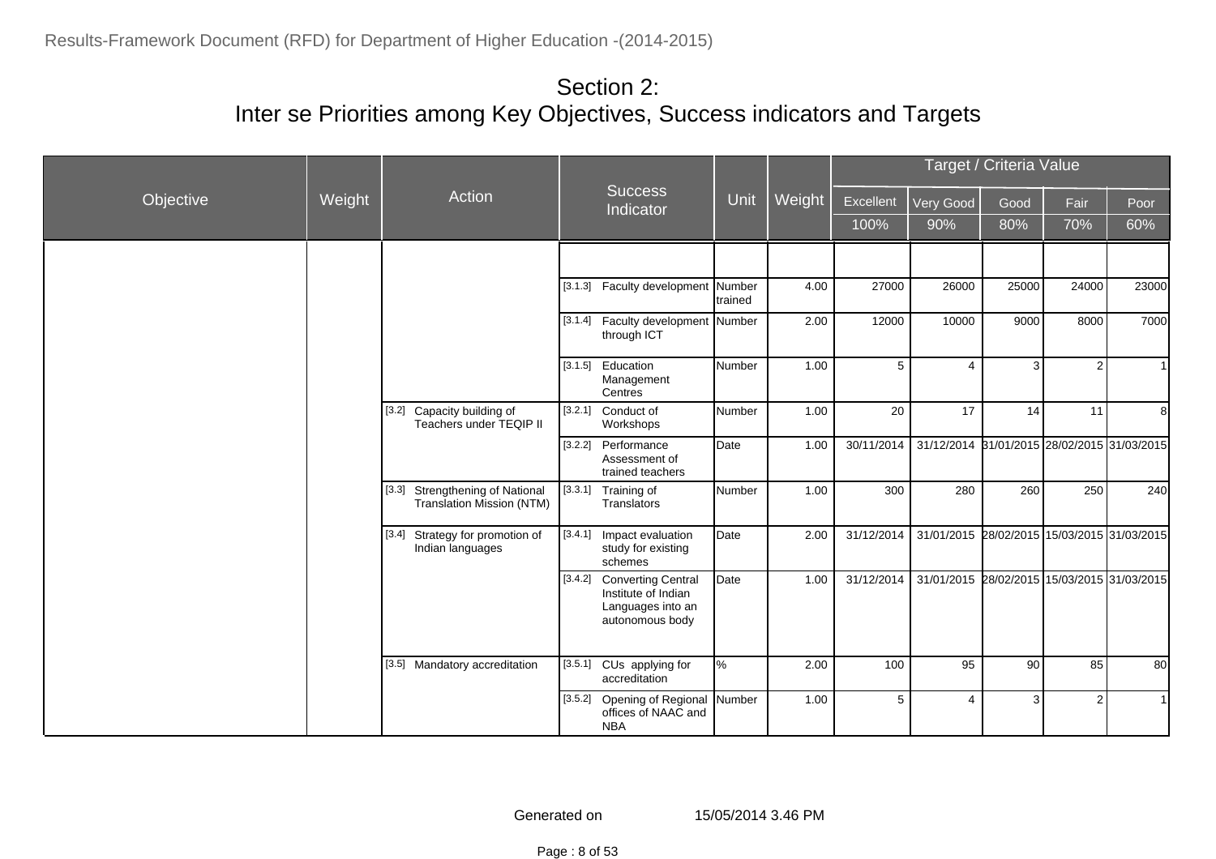# Section 2:
# Inter se Priorities among Key Objectives, Success indicators and Targets

| Objective | Weight | Action | Success Indicator | Unit | Weight | Target / Criteria Value | | | | |
|---|---|---|---|---|---|---|---|---|---|---|
| | | | | | | Excellent | Very Good | Good | Fair | Poor |
| | | | | | | 100% | 90% | 80% | 70% | 60% |
| | | | [3.1.3] Faculty development | Number trained | 4.00 | 27000 | 26000 | 25000 | 24000 | 23000 |
| | | | [3.1.4] Faculty development through ICT | Number | 2.00 | 12000 | 10000 | 9000 | 8000 | 7000 |
| | | | [3.1.5] Education Management Centres | Number | 1.00 | 5 | 4 | 3 | 2 | 1 |
| | | [3.2] Capacity building of Teachers under TEQIP II | [3.2.1] Conduct of Workshops | Number | 1.00 | 20 | 17 | 14 | 11 | 8 |
| | | | [3.2.2] Performance Assessment of trained teachers | Date | 1.00 | 30/11/2014 | 31/12/2014 | 31/01/2015 | 28/02/2015 | 31/03/2015 |
| | | [3.3] Strengthening of National Translation Mission (NTM) | [3.3.1] Training of Translators | Number | 1.00 | 300 | 280 | 260 | 250 | 240 |
| | | [3.4] Strategy for promotion of Indian languages | [3.4.1] Impact evaluation study for existing schemes | Date | 2.00 | 31/12/2014 | 31/01/2015 | 28/02/2015 | 15/03/2015 | 31/03/2015 |
| | | | [3.4.2] Converting Central Institute of Indian Languages into an autonomous body | Date | 1.00 | 31/12/2014 | 31/01/2015 | 28/02/2015 | 15/03/2015 | 31/03/2015 |
| | | [3.5] Mandatory accreditation | [3.5.1] CUs applying for accreditation | % | 2.00 | 100 | 95 | 90 | 85 | 80 |
| | | | [3.5.2] Opening of Regional offices of NAAC and NBA | Number | 1.00 | 5 | 4 | 3 | 2 | 1 |

Generated on 15/05/2014 3.46 PM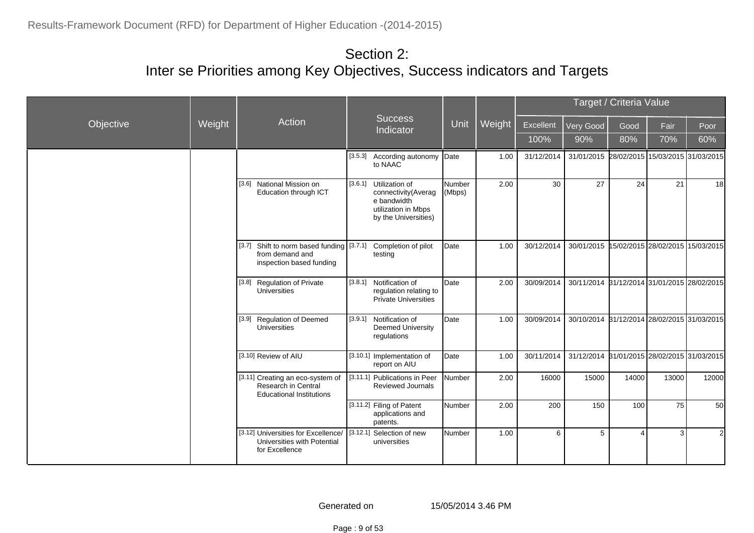# Section 2:
# Inter se Priorities among Key Objectives, Success indicators and Targets

| Objective | Weight | Action | Success Indicator | Unit | Weight | Target / Criteria Value | | | | |
|---|---|---|---|---|---|---|---|---|---|---|
| | | | | | | Excellent | Very Good | Good | Fair | Poor |
| | | | | | | 100% | 90% | 80% | 70% | 60% |
| | | | [3.5.3] According autonomy to NAAC | Date | 1.00 | 31/12/2014 | 31/01/2015 | 28/02/2015 | 15/03/2015 | 31/03/2015 |
| | | [3.6] National Mission on Education through ICT | [3.6.1] Utilization of connectivity(Average bandwidth utilization in Mbps by the Universities) | Number (Mbps) | 2.00 | 30 | 27 | 24 | 21 | 18 |
| | | [3.7] Shift to norm based funding from demand and inspection based funding | [3.7.1] Completion of pilot testing | Date | 1.00 | 30/12/2014 | 30/01/2015 | 15/02/2015 | 28/02/2015 | 15/03/2015 |
| | | [3.8] Regulation of Private Universities | [3.8.1] Notification of regulation relating to Private Universities | Date | 2.00 | 30/09/2014 | 30/11/2014 | 31/12/2014 | 31/01/2015 | 28/02/2015 |
| | | [3.9] Regulation of Deemed Universities | [3.9.1] Notification of Deemed University regulations | Date | 1.00 | 30/09/2014 | 30/10/2014 | 31/12/2014 | 28/02/2015 | 31/03/2015 |
| | | [3.10] Review of AIU | [3.10.1] Implementation of report on AIU | Date | 1.00 | 30/11/2014 | 31/12/2014 | 31/01/2015 | 28/02/2015 | 31/03/2015 |
| | | [3.11] Creating an eco-system of Research in Central Educational Institutions | [3.11.1] Publications in Peer Reviewed Journals | Number | 2.00 | 16000 | 15000 | 14000 | 13000 | 12000 |
| | | | [3.11.2] Filing of Patent applications and patents. | Number | 2.00 | 200 | 150 | 100 | 75 | 50 |
| | | [3.12] Universities for Excellence/ Universities with Potential for Excellence | [3.12.1] Selection of new universities | Number | 1.00 | 6 | 5 | 4 | 3 | 2 |

Generated on 15/05/2014 3.46 PM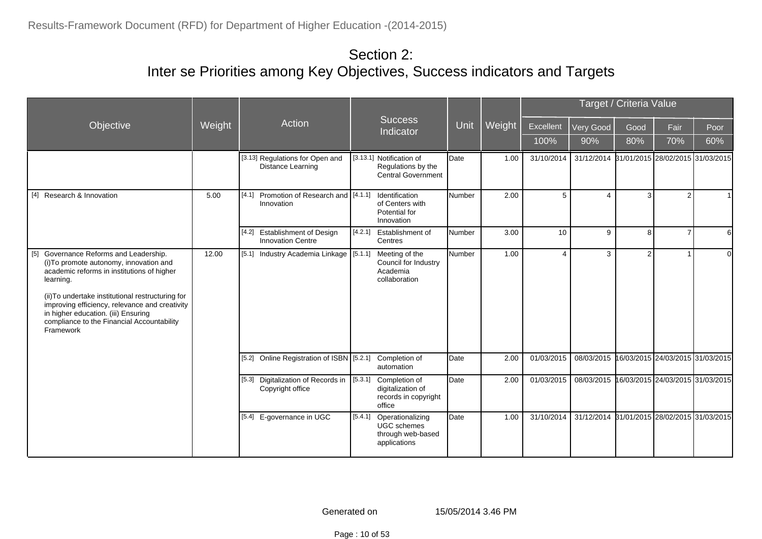## Section 2:
## Inter se Priorities among Key Objectives, Success indicators and Targets

| Objective | Weight | Action | Success Indicator | Unit | Weight | Target / Criteria Value | | | | |
|---|---|---|---|---|---|---|---|---|---|---|
| | | | | | | Excellent | Very Good | Good | Fair | Poor |
| | | | | | | 100% | 90% | 80% | 70% | 60% |
| | | [3.13] Regulations for Open and Distance Learning | [3.13.1] Notification of Regulations by the Central Government | Date | 1.00 | 31/10/2014 | 31/12/2014 | 31/01/2015 | 28/02/2015 | 31/03/2015 |
| [4] Research & Innovation | 5.00 | [4.1] Promotion of Research and Innovation | [4.1.1] Identification of Centers with Potential for Innovation | Number | 2.00 | 5 | 4 | 3 | 2 | 1 |
| | | [4.2] Establishment of Design Innovation Centre | [4.2.1] Establishment of Centres | Number | 3.00 | 10 | 9 | 8 | 7 | 6 |
| [5] Governance Reforms and Leadership. (i)To promote autonomy, innovation and academic reforms in institutions of higher learning. (ii)To undertake institutional restructuring for improving efficiency, relevance and creativity in higher education. (iii) Ensuring compliance to the Financial Accountability Framework | 12.00 | [5.1] Industry Academia Linkage | [5.1.1] Meeting of the Council for Industry Academia collaboration | Number | 1.00 | 4 | 3 | 2 | 1 | 0 |
| | | [5.2] Online Registration of ISBN | [5.2.1] Completion of automation | Date | 2.00 | 01/03/2015 | 08/03/2015 | 16/03/2015 | 24/03/2015 | 31/03/2015 |
| | | [5.3] Digitalization of Records in Copyright office | [5.3.1] Completion of digitalization of records in copyright office | Date | 2.00 | 01/03/2015 | 08/03/2015 | 16/03/2015 | 24/03/2015 | 31/03/2015 |
| | | [5.4] E-governance in UGC | [5.4.1] Operationalizing UGC schemes through web-based applications | Date | 1.00 | 31/10/2014 | 31/12/2014 | 31/01/2015 | 28/02/2015 | 31/03/2015 |

Generated on 15/05/2014 3.46 PM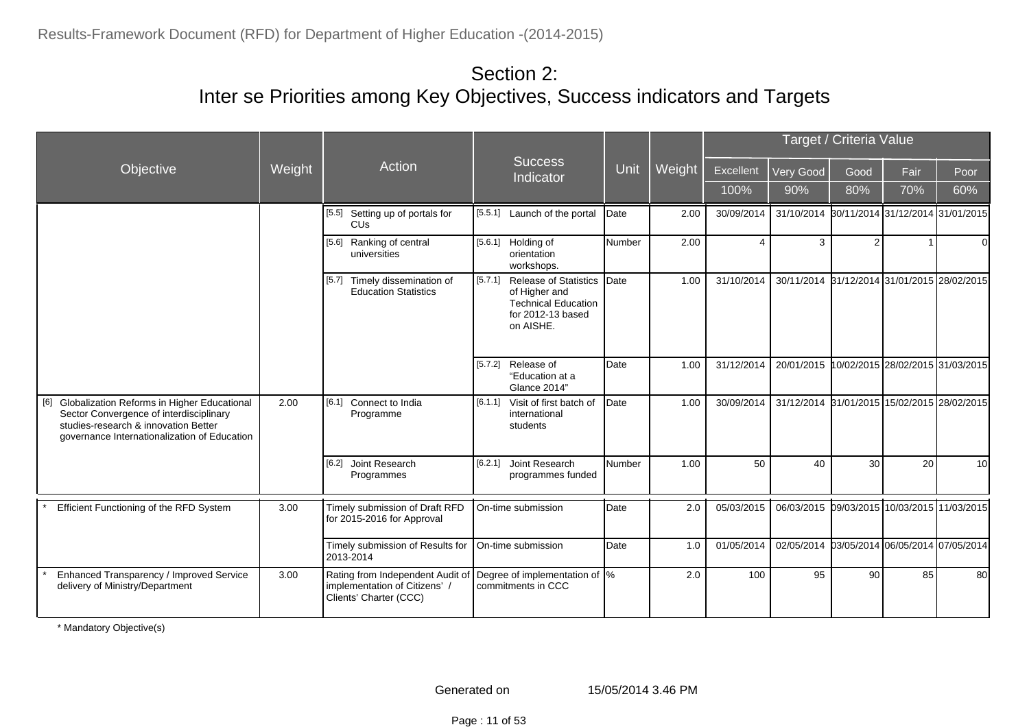# Section 2:
# Inter se Priorities among Key Objectives, Success indicators and Targets

| Objective | Weight | Action | Success Indicator | Unit | Weight | Target / Criteria Value | | | | |
|---|---|---|---|---|---|---|---|---|---|---|
| | | | | | | Excellent | Very Good | Good | Fair | Poor |
| | | | | | | 100% | 90% | 80% | 70% | 60% |
| | | [5.5] Setting up of portals for CUs | [5.5.1] Launch of the portal | Date | 2.00 | 30/09/2014 | 31/10/2014 | 30/11/2014 | 31/12/2014 | 31/01/2015 |
| | | [5.6] Ranking of central universities | [5.6.1] Holding of orientation workshops. | Number | 2.00 | 4 | 3 | 2 | 1 | 0 |
| | | [5.7] Timely dissemination of Education Statistics | [5.7.1] Release of Statistics of Higher and Technical Education for 2012-13 based on AISHE. | Date | 1.00 | 31/10/2014 | 30/11/2014 | 31/12/2014 | 31/01/2015 | 28/02/2015 |
| | | | [5.7.2] Release of "Education at a Glance 2014" | Date | 1.00 | 31/12/2014 | 20/01/2015 | 10/02/2015 | 28/02/2015 | 31/03/2015 |
| [6] Globalization Reforms in Higher Educational Sector Convergence of interdisciplinary studies-research & innovation Better governance Internationalization of Education | 2.00 | [6.1] Connect to India Programme | [6.1.1] Visit of first batch of international students | Date | 1.00 | 30/09/2014 | 31/12/2014 | 31/01/2015 | 15/02/2015 | 28/02/2015 |
| | | [6.2] Joint Research Programmes | [6.2.1] Joint Research programmes funded | Number | 1.00 | 50 | 40 | 30 | 20 | 10 |
| * Efficient Functioning of the RFD System | 3.00 | Timely submission of Draft RFD for 2015-2016 for Approval | On-time submission | Date | 2.0 | 05/03/2015 | 06/03/2015 | 09/03/2015 | 10/03/2015 | 11/03/2015 |
| | | Timely submission of Results for 2013-2014 | On-time submission | Date | 1.0 | 01/05/2014 | 02/05/2014 | 03/05/2014 | 06/05/2014 | 07/05/2014 |
| * Enhanced Transparency / Improved Service delivery of Ministry/Department | 3.00 | Rating from Independent Audit of implementation of Citizens' / Clients' Charter (CCC) | Degree of implementation of commitments in CCC | % | 2.0 | 100 | 95 | 90 | 85 | 80 |

\* Mandatory Objective(s)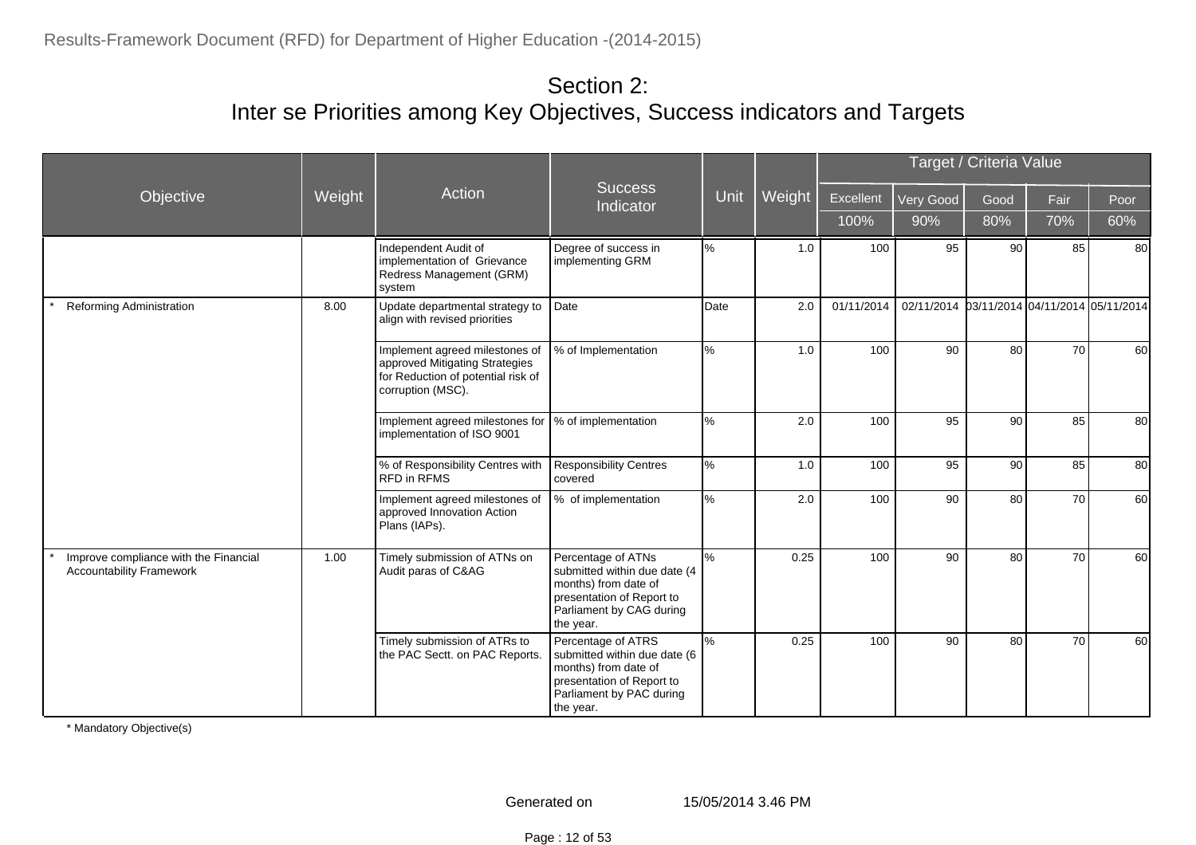# Section 2:
# Inter se Priorities among Key Objectives, Success indicators and Targets

| Objective | Weight | Action | Success Indicator | Unit | Weight | Target / Criteria Value | | | | |
|---|---|---|---|---|---|---|---|---|---|---|
| | | | | | | Excellent | Very Good | Good | Fair | Poor |
| | | | | | | 100% | 90% | 80% | 70% | 60% |
| | | Independent Audit of implementation of Grievance Redress Management (GRM) system | Degree of success in implementing GRM | % | 1.0 | 100 | 95 | 90 | 85 | 80 |
| * Reforming Administration | 8.00 | Update departmental strategy to align with revised priorities | Date | Date | 2.0 | 01/11/2014 | 02/11/2014 | 03/11/2014 | 04/11/2014 | 05/11/2014 |
| | | Implement agreed milestones of approved Mitigating Strategies for Reduction of potential risk of corruption (MSC). | % of Implementation | % | 1.0 | 100 | 90 | 80 | 70 | 60 |
| | | Implement agreed milestones for implementation of ISO 9001 | % of implementation | % | 2.0 | 100 | 95 | 90 | 85 | 80 |
| | | % of Responsibility Centres with RFD in RFMS | Responsibility Centres covered | % | 1.0 | 100 | 95 | 90 | 85 | 80 |
| | | Implement agreed milestones of approved Innovation Action Plans (IAPs). | % of implementation | % | 2.0 | 100 | 90 | 80 | 70 | 60 |
| * Improve compliance with the Financial Accountability Framework | 1.00 | Timely submission of ATNs on Audit paras of C&AG | Percentage of ATNs submitted within due date (4 months) from date of presentation of Report to Parliament by CAG during the year. | % | 0.25 | 100 | 90 | 80 | 70 | 60 |
| | | Timely submission of ATRs to the PAC Sectt. on PAC Reports. | Percentage of ATRS submitted within due date (6 months) from date of presentation of Report to Parliament by PAC during the year. | % | 0.25 | 100 | 90 | 80 | 70 | 60 |

\* Mandatory Objective(s)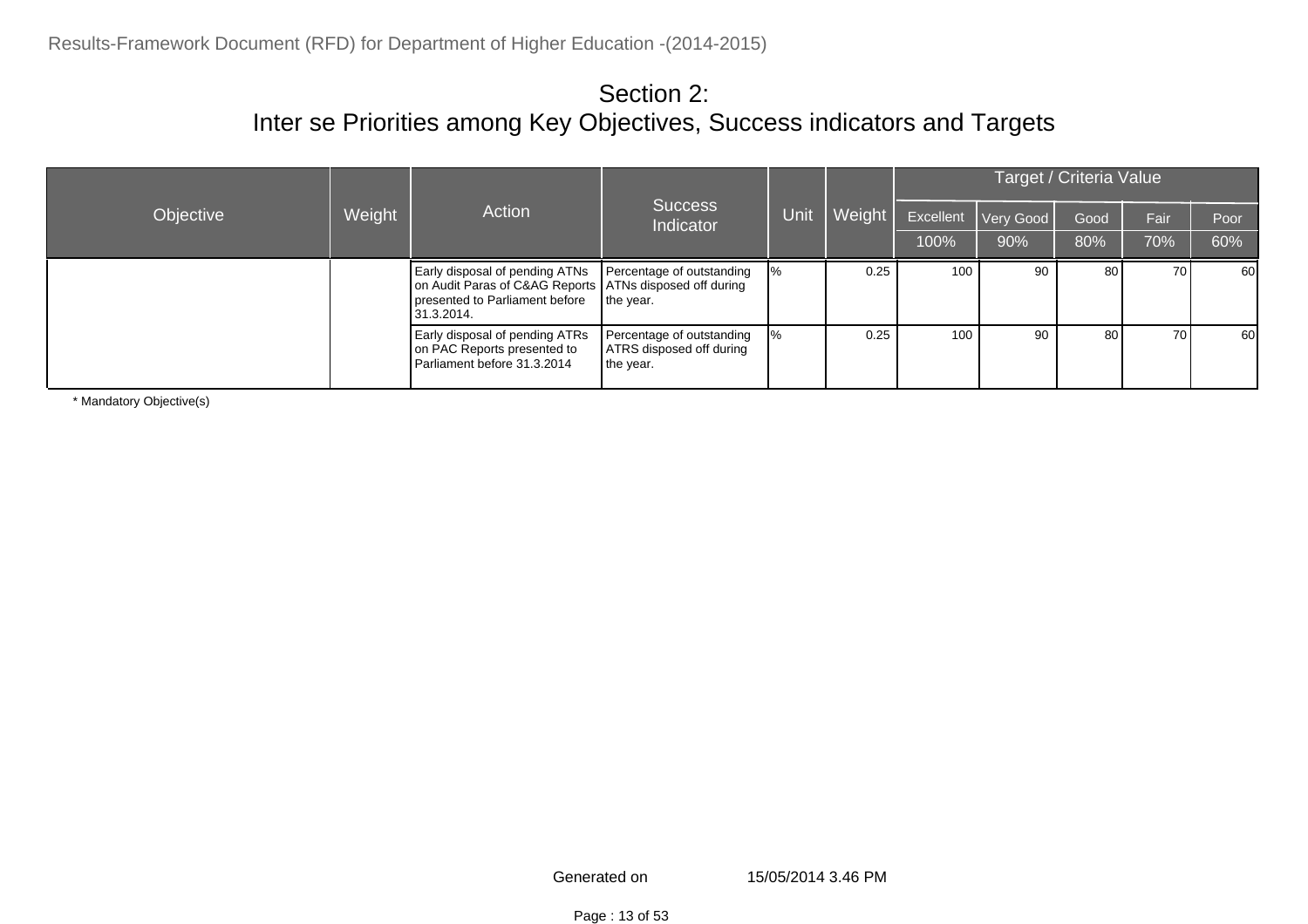## Section 2:
## Inter se Priorities among Key Objectives, Success indicators and Targets

| Objective | Weight | Action | Success Indicator | Unit | Weight | Target / Criteria Value | | | | |
|---|---|---|---|---|---|---|---|---|---|---|
| | | | | | | Excellent | Very Good | Good | Fair | Poor |
| | | | | | | 100% | 90% | 80% | 70% | 60% |
| | | Early disposal of pending ATNs on Audit Paras of C&AG Reports presented to Parliament before 31.3.2014. | Percentage of outstanding ATNs disposed off during the year. | % | 0.25 | 100 | 90 | 80 | 70 | 60 |
| | | Early disposal of pending ATRs on PAC Reports presented to Parliament before 31.3.2014 | Percentage of outstanding ATRS disposed off during the year. | % | 0.25 | 100 | 90 | 80 | 70 | 60 |

* Mandatory Objective(s)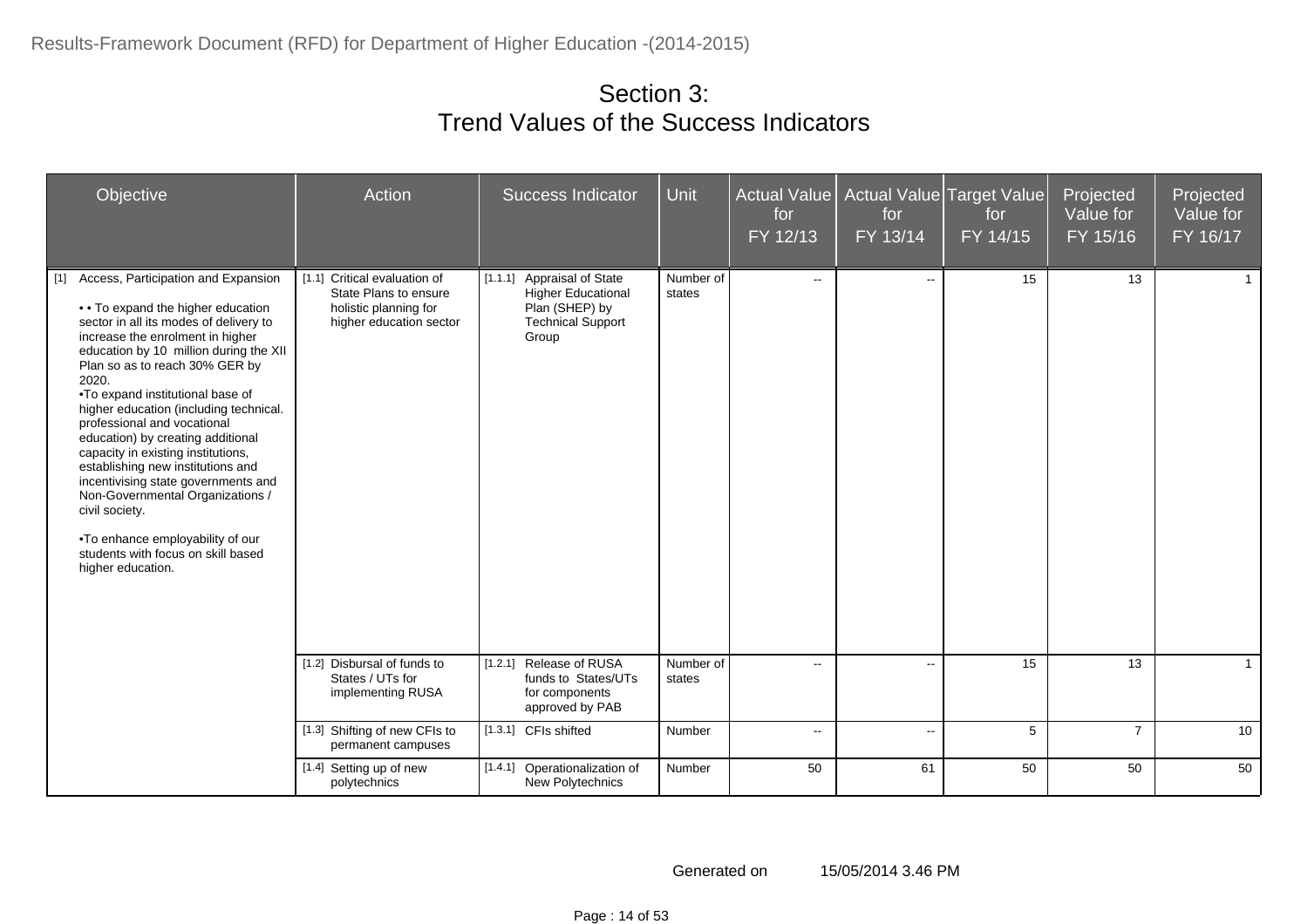# Section 3:
# Trend Values of the Success Indicators

| Objective | Action | Success Indicator | Unit | Actual Value for FY 12/13 | Actual Value for FY 13/14 | Target Value for FY 14/15 | Projected Value for FY 15/16 | Projected Value for FY 16/17 |
|---|---|---|---|---|---|---|---|---|
| [1] Access, Participation and Expansion<br><br>• • To expand the higher education sector in all its modes of delivery to increase the enrolment in higher education by 10 million during the XII Plan so as to reach 30% GER by 2020.<br>•To expand institutional base of higher education (including technical. professional and vocational education) by creating additional capacity in existing institutions, establishing new institutions and incentivising state governments and Non-Governmental Organizations / civil society.<br><br>•To enhance employability of our students with focus on skill based higher education. | [1.1] Critical evaluation of State Plans to ensure holistic planning for higher education sector | [1.1.1] Appraisal of State Higher Educational Plan (SHEP) by Technical Support Group | Number of states | -- | -- | 15 | 13 | 1 |
| | [1.2] Disbursal of funds to States / UTs for implementing RUSA | [1.2.1] Release of RUSA funds to States/UTs for components approved by PAB | Number of states | -- | -- | 15 | 13 | 1 |
| | [1.3] Shifting of new CFIs to permanent campuses | [1.3.1] CFIs shifted | Number | -- | -- | 5 | 7 | 10 |
| | [1.4] Setting up of new polytechnics | [1.4.1] Operationalization of New Polytechnics | Number | 50 | 61 | 50 | 50 | 50 |

Generated on 15/05/2014 3.46 PM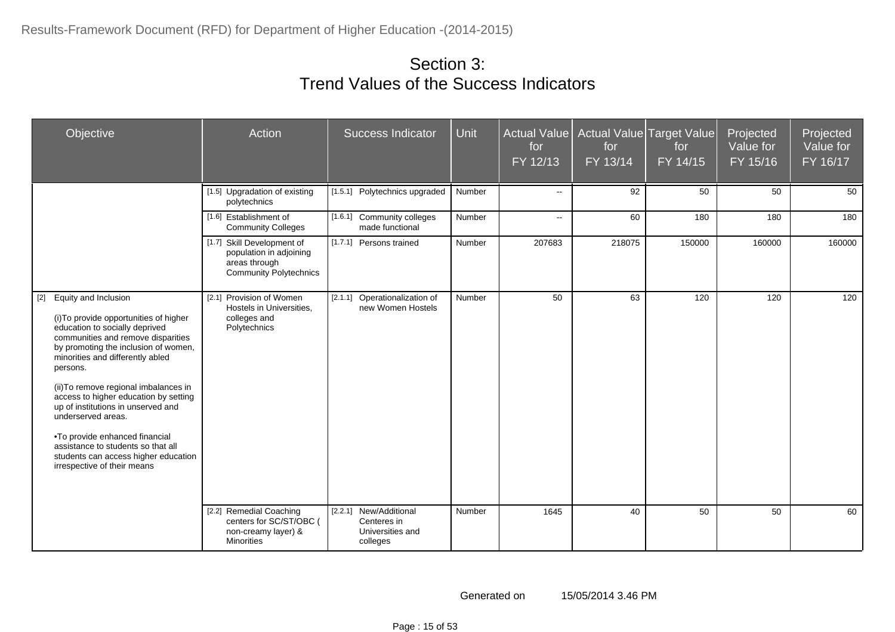# Section 3: Trend Values of the Success Indicators

| Objective | Action | Success Indicator | Unit | Actual Value for FY 12/13 | Actual Value for FY 13/14 | Target Value for FY 14/15 | Projected Value for FY 15/16 | Projected Value for FY 16/17 |
|---|---|---|---|---|---|---|---|---|
| | [1.5] Upgradation of existing polytechnics | [1.5.1] Polytechnics upgraded | Number | -- | 92 | 50 | 50 | 50 |
| | [1.6] Establishment of Community Colleges | [1.6.1] Community colleges made functional | Number | -- | 60 | 180 | 180 | 180 |
| | [1.7] Skill Development of population in adjoining areas through Community Polytechnics | [1.7.1] Persons trained | Number | 207683 | 218075 | 150000 | 160000 | 160000 |
| [2] Equity and Inclusion<br><br>(i)To provide opportunities of higher education to socially deprived communities and remove disparities by promoting the inclusion of women, minorities and differently abled persons.<br><br>(ii)To remove regional imbalances in access to higher education by setting up of institutions in unserved and underserved areas.<br><br>•To provide enhanced financial assistance to students so that all students can access higher education irrespective of their means | [2.1] Provision of Women Hostels in Universities, colleges and Polytechnics | [2.1.1] Operationalization of new Women Hostels | Number | 50 | 63 | 120 | 120 | 120 |
| | [2.2] Remedial Coaching centers for SC/ST/OBC ( non-creamy layer) & Minorities | [2.2.1] New/Additional Centeres in Universities and colleges | Number | 1645 | 40 | 50 | 50 | 60 |

Generated on 15/05/2014 3.46 PM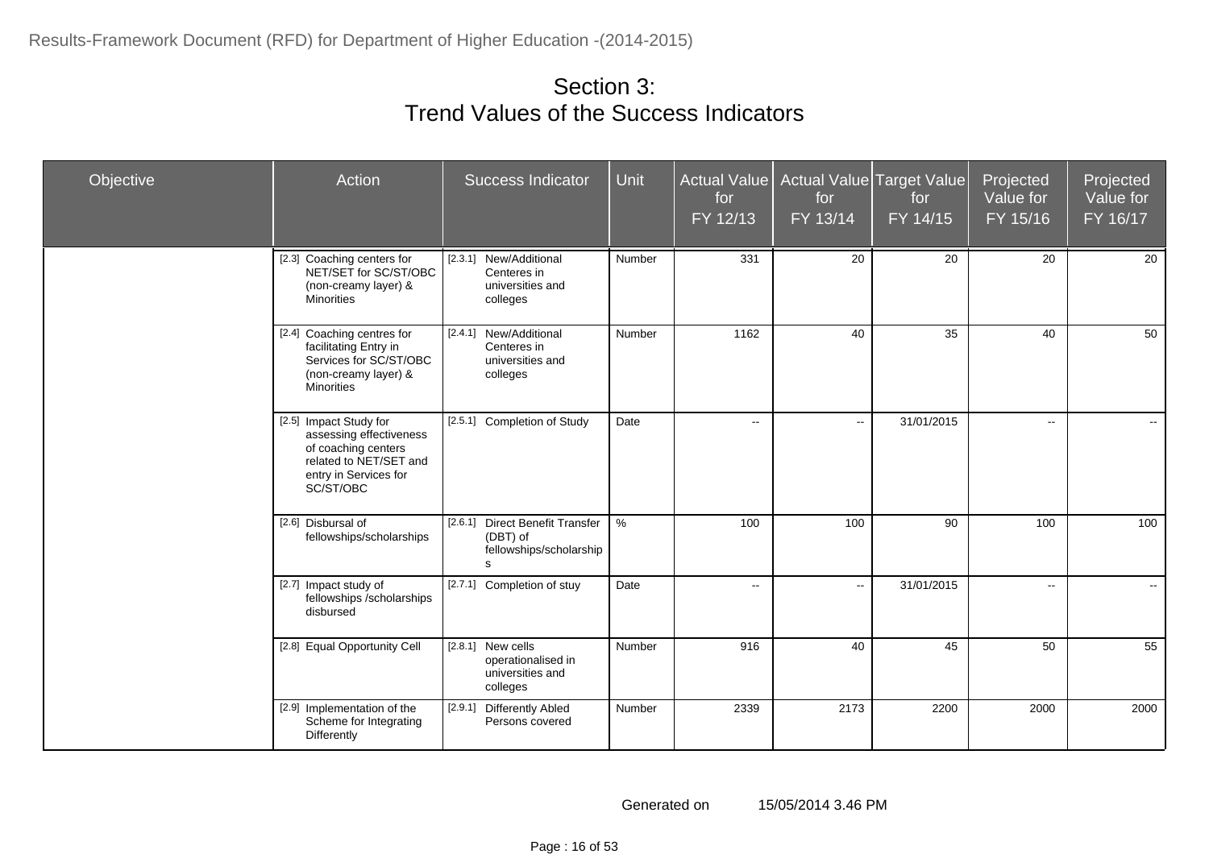# Section 3:
# Trend Values of the Success Indicators

| Objective | Action | Success Indicator | Unit | Actual Value for FY 12/13 | Actual Value for FY 13/14 | Target Value for FY 14/15 | Projected Value for FY 15/16 | Projected Value for FY 16/17 |
|---|---|---|---|---|---|---|---|---|
| | [2.3] Coaching centers for NET/SET for SC/ST/OBC (non-creamy layer) & Minorities | [2.3.1] New/Additional Centeres in universities and colleges | Number | 331 | 20 | 20 | 20 | 20 |
| | [2.4] Coaching centres for facilitating Entry in Services for SC/ST/OBC (non-creamy layer) & Minorities | [2.4.1] New/Additional Centeres in universities and colleges | Number | 1162 | 40 | 35 | 40 | 50 |
| | [2.5] Impact Study for assessing effectiveness of coaching centers related to NET/SET and entry in Services for SC/ST/OBC | [2.5.1] Completion of Study | Date | -- | -- | 31/01/2015 | -- | -- |
| | [2.6] Disbursal of fellowships/scholarships | [2.6.1] Direct Benefit Transfer (DBT) of fellowships/scholarships | % | 100 | 100 | 90 | 100 | 100 |
| | [2.7] Impact study of fellowships /scholarships disbursed | [2.7.1] Completion of stuy | Date | -- | -- | 31/01/2015 | -- | -- |
| | [2.8] Equal Opportunity Cell | [2.8.1] New cells operationalised in universities and colleges | Number | 916 | 40 | 45 | 50 | 55 |
| | [2.9] Implementation of the Scheme for Integrating Differently | [2.9.1] Differently Abled Persons covered | Number | 2339 | 2173 | 2200 | 2000 | 2000 |

Generated on 15/05/2014 3.46 PM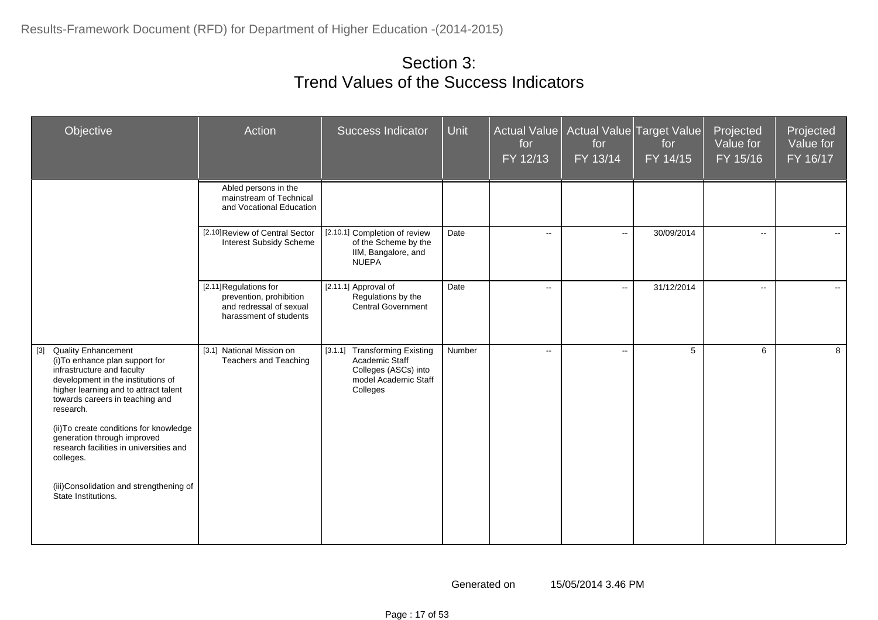# Section 3: Trend Values of the Success Indicators

| Objective | Action | Success Indicator | Unit | Actual Value for FY 12/13 | Actual Value for FY 13/14 | Target Value for FY 14/15 | Projected Value for FY 15/16 | Projected Value for FY 16/17 |
|---|---|---|---|---|---|---|---|---|
| | Abled persons in the mainstream of Technical and Vocational Education | | | | | | | |
| | [2.10] Review of Central Sector Interest Subsidy Scheme | [2.10.1] Completion of review of the Scheme by the IIM, Bangalore, and NUEPA | Date | -- | -- | 30/09/2014 | -- | -- |
| | [2.11] Regulations for prevention, prohibition and redressal of sexual harassment of students | [2.11.1] Approval of Regulations by the Central Government | Date | -- | -- | 31/12/2014 | -- | -- |
| [3] Quality Enhancement (i)To enhance plan support for infrastructure and faculty development in the institutions of higher learning and to attract talent towards careers in teaching and research. (ii)To create conditions for knowledge generation through improved research facilities in universities and colleges. (iii)Consolidation and strengthening of State Institutions. | [3.1] National Mission on Teachers and Teaching | [3.1.1] Transforming Existing Academic Staff Colleges (ASCs) into model Academic Staff Colleges | Number | -- | -- | 5 | 6 | 8 |

Generated on 15/05/2014 3.46 PM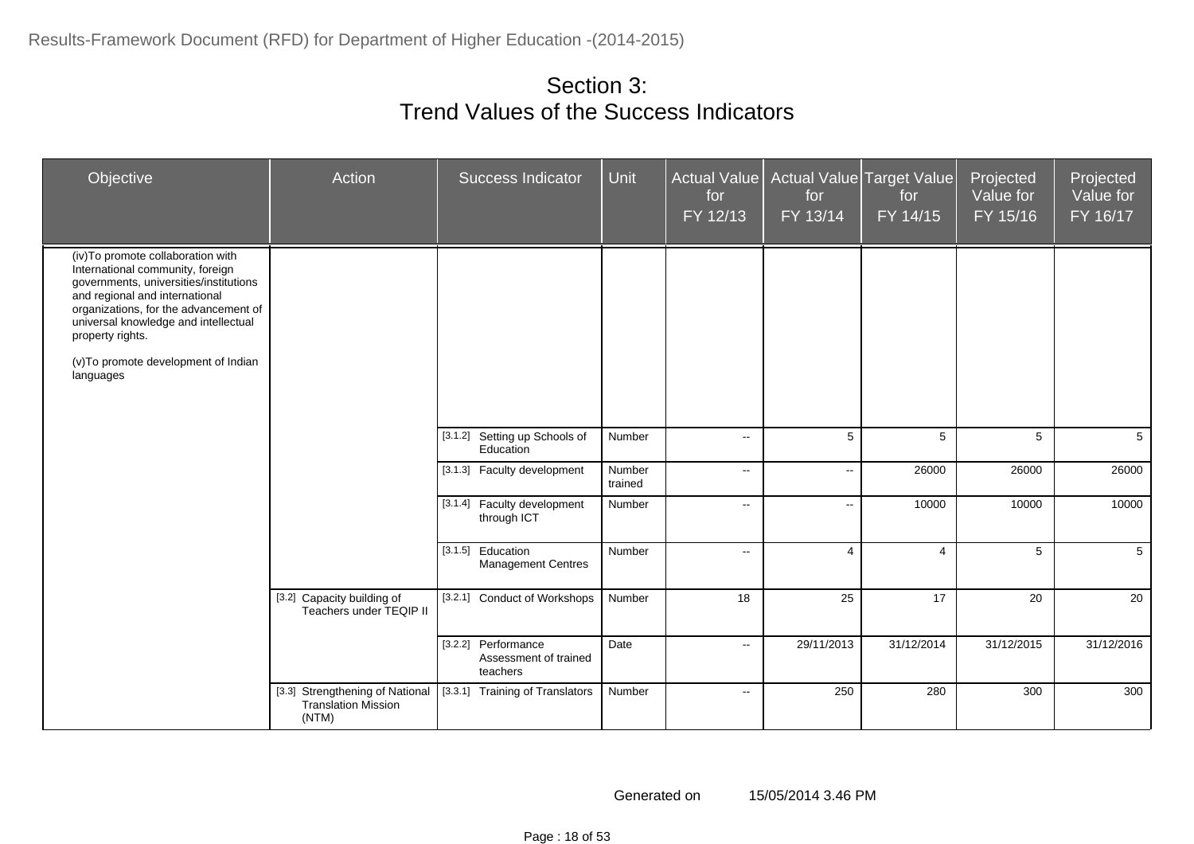# Section 3:
# Trend Values of the Success Indicators

| Objective | Action | Success Indicator | Unit | Actual Value for FY 12/13 | Actual Value for FY 13/14 | Target Value for FY 14/15 | Projected Value for FY 15/16 | Projected Value for FY 16/17 |
|---|---|---|---|---|---|---|---|---|
| (iv)To promote collaboration with International community, foreign governments, universities/institutions and regional and international organizations, for the advancement of universal knowledge and intellectual property rights.<br><br>(v)To promote development of Indian languages | | | | | | | | |
| | | [3.1.2] Setting up Schools of Education | Number | -- | 5 | 5 | 5 | 5 |
| | | [3.1.3] Faculty development | Number trained | -- | -- | 26000 | 26000 | 26000 |
| | | [3.1.4] Faculty development through ICT | Number | -- | -- | 10000 | 10000 | 10000 |
| | | [3.1.5] Education Management Centres | Number | -- | 4 | 4 | 5 | 5 |
| | [3.2] Capacity building of Teachers under TEQIP II | [3.2.1] Conduct of Workshops | Number | 18 | 25 | 17 | 20 | 20 |
| | | [3.2.2] Performance Assessment of trained teachers | Date | -- | 29/11/2013 | 31/12/2014 | 31/12/2015 | 31/12/2016 |
| | [3.3] Strengthening of National Translation Mission (NTM) | [3.3.1] Training of Translators | Number | -- | 250 | 280 | 300 | 300 |

Generated on 15/05/2014 3.46 PM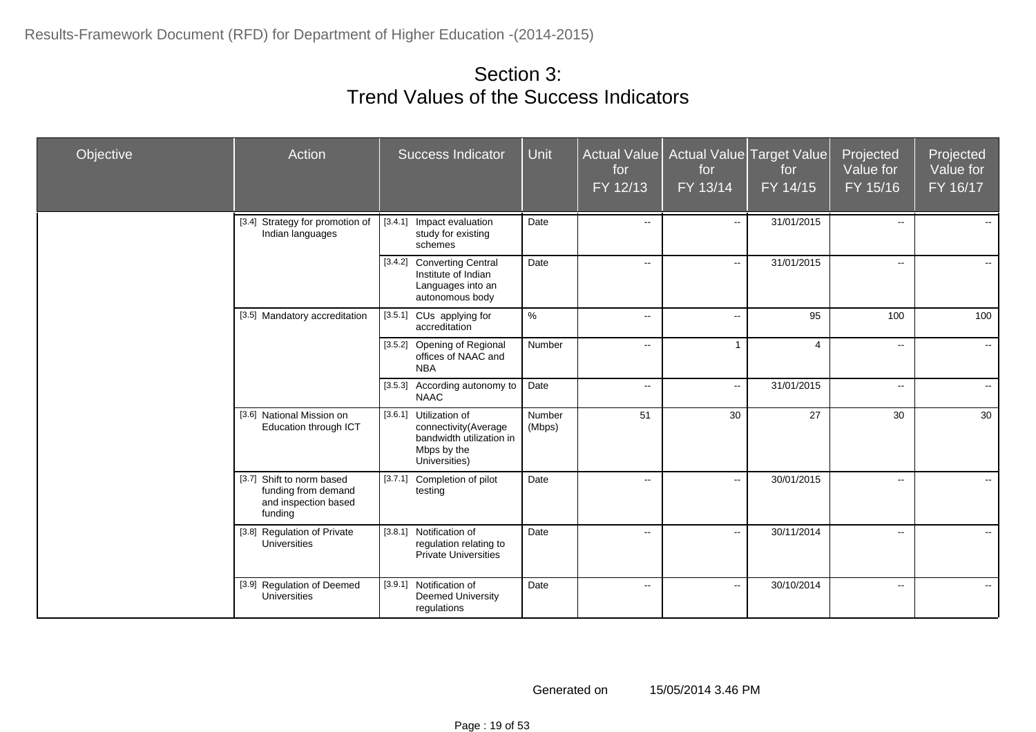## Section 3:
## Trend Values of the Success Indicators

| Objective | Action | Success Indicator | Unit | Actual Value for FY 12/13 | Actual Value for FY 13/14 | Target Value for FY 14/15 | Projected Value for FY 15/16 | Projected Value for FY 16/17 |
|---|---|---|---|---|---|---|---|---|
| | [3.4] Strategy for promotion of Indian languages | [3.4.1] Impact evaluation study for existing schemes | Date | -- | -- | 31/01/2015 | -- | -- |
| | | [3.4.2] Converting Central Institute of Indian Languages into an autonomous body | Date | -- | -- | 31/01/2015 | -- | -- |
| | [3.5] Mandatory accreditation | [3.5.1] CUs applying for accreditation | % | -- | -- | 95 | 100 | 100 |
| | | [3.5.2] Opening of Regional offices of NAAC and NBA | Number | -- | 1 | 4 | -- | -- |
| | | [3.5.3] According autonomy to NAAC | Date | -- | -- | 31/01/2015 | -- | -- |
| | [3.6] National Mission on Education through ICT | [3.6.1] Utilization of connectivity(Average bandwidth utilization in Mbps by the Universities) | Number (Mbps) | 51 | 30 | 27 | 30 | 30 |
| | [3.7] Shift to norm based funding from demand and inspection based funding | [3.7.1] Completion of pilot testing | Date | -- | -- | 30/01/2015 | -- | -- |
| | [3.8] Regulation of Private Universities | [3.8.1] Notification of regulation relating to Private Universities | Date | -- | -- | 30/11/2014 | -- | -- |
| | [3.9] Regulation of Deemed Universities | [3.9.1] Notification of Deemed University regulations | Date | -- | -- | 30/10/2014 | -- | -- |

Generated on 15/05/2014 3.46 PM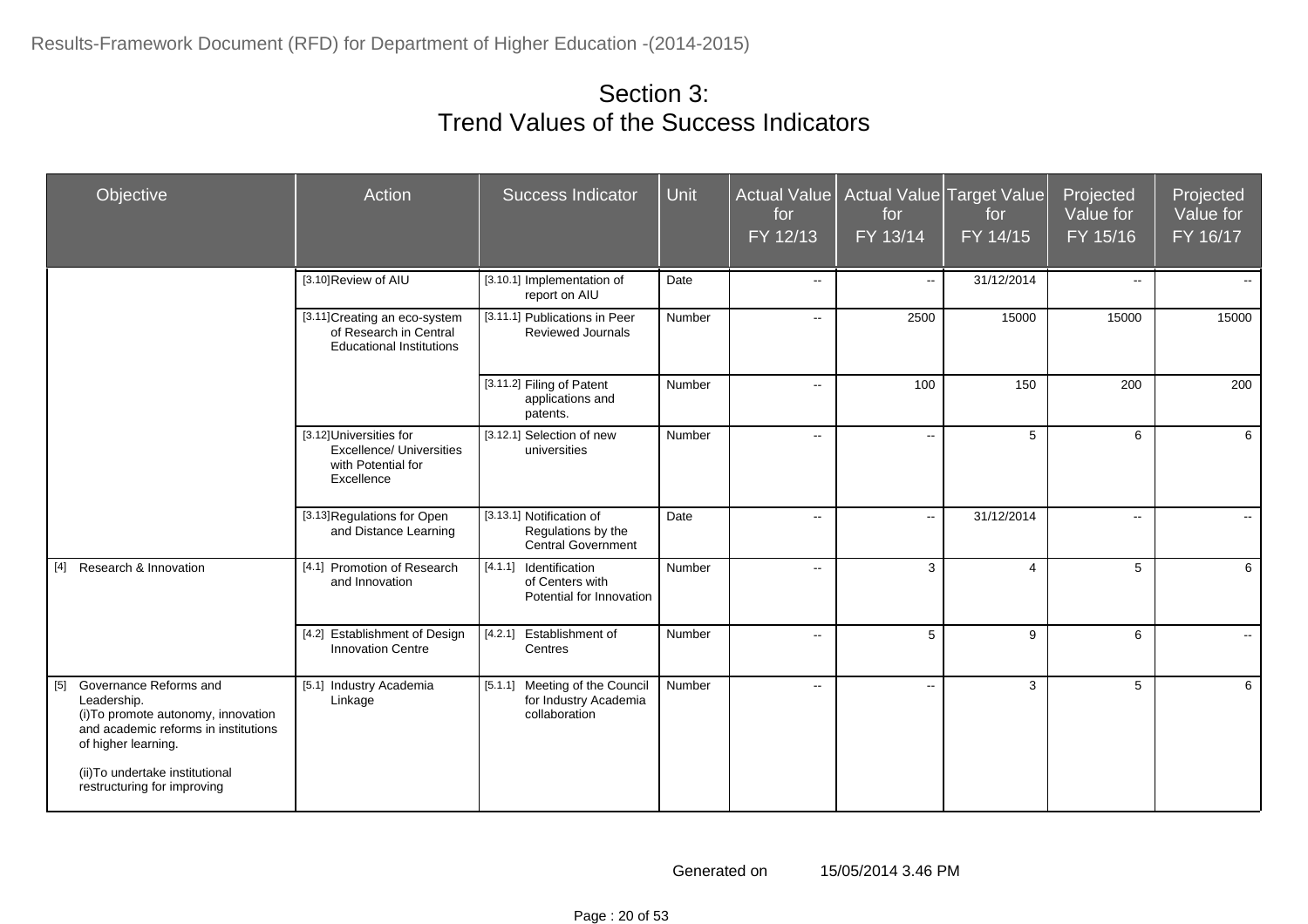# Section 3:
# Trend Values of the Success Indicators

| Objective | Action | Success Indicator | Unit | Actual Value for FY 12/13 | Actual Value for FY 13/14 | Target Value for FY 14/15 | Projected Value for FY 15/16 | Projected Value for FY 16/17 |
|---|---|---|---|---|---|---|---|---|
| | [3.10] Review of AIU | [3.10.1] Implementation of report on AIU | Date | -- | -- | 31/12/2014 | -- | -- |
| | [3.11] Creating an eco-system of Research in Central Educational Institutions | [3.11.1] Publications in Peer Reviewed Journals | Number | -- | 2500 | 15000 | 15000 | 15000 |
| | | [3.11.2] Filing of Patent applications and patents. | Number | -- | 100 | 150 | 200 | 200 |
| | [3.12] Universities for Excellence/ Universities with Potential for Excellence | [3.12.1] Selection of new universities | Number | -- | -- | 5 | 6 | 6 |
| | [3.13] Regulations for Open and Distance Learning | [3.13.1] Notification of Regulations by the Central Government | Date | -- | -- | 31/12/2014 | -- | -- |
| [4] Research & Innovation | [4.1] Promotion of Research and Innovation | [4.1.1] Identification of Centers with Potential for Innovation | Number | -- | 3 | 4 | 5 | 6 |
| | [4.2] Establishment of Design Innovation Centre | [4.2.1] Establishment of Centres | Number | -- | 5 | 9 | 6 | -- |
| [5] Governance Reforms and Leadership. (i)To promote autonomy, innovation and academic reforms in institutions of higher learning. (ii)To undertake institutional restructuring for improving | [5.1] Industry Academia Linkage | [5.1.1] Meeting of the Council for Industry Academia collaboration | Number | -- | -- | 3 | 5 | 6 |

Generated on 15/05/2014 3.46 PM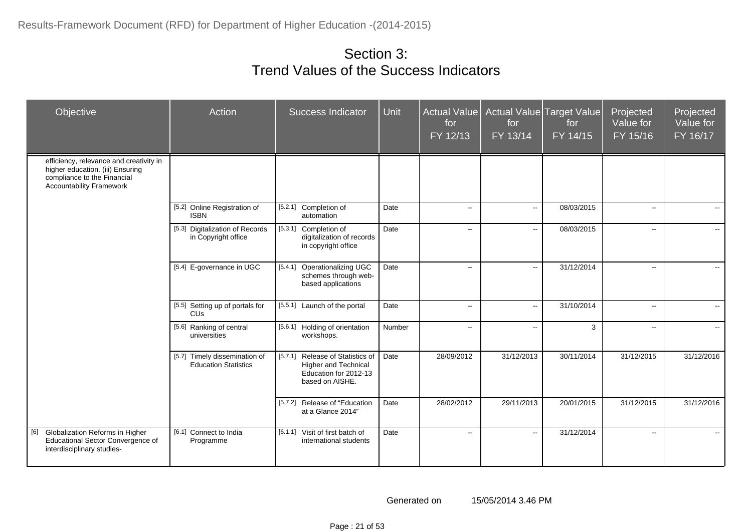## Section 3:
## Trend Values of the Success Indicators

| Objective | Action | Success Indicator | Unit | Actual Value for FY 12/13 | Actual Value for FY 13/14 | Target Value for FY 14/15 | Projected Value for FY 15/16 | Projected Value for FY 16/17 |
|---|---|---|---|---|---|---|---|---|
| efficiency, relevance and creativity in higher education. (iii) Ensuring compliance to the Financial Accountability Framework | | | | | | | | |
| | [5.2] Online Registration of ISBN | [5.2.1] Completion of automation | Date | -- | -- | 08/03/2015 | -- | -- |
| | [5.3] Digitalization of Records in Copyright office | [5.3.1] Completion of digitalization of records in copyright office | Date | -- | -- | 08/03/2015 | -- | -- |
| | [5.4] E-governance in UGC | [5.4.1] Operationalizing UGC schemes through web-based applications | Date | -- | -- | 31/12/2014 | -- | -- |
| | [5.5] Setting up of portals for CUs | [5.5.1] Launch of the portal | Date | -- | -- | 31/10/2014 | -- | -- |
| | [5.6] Ranking of central universities | [5.6.1] Holding of orientation workshops. | Number | -- | -- | 3 | -- | -- |
| | [5.7] Timely dissemination of Education Statistics | [5.7.1] Release of Statistics of Higher and Technical Education for 2012-13 based on AISHE. | Date | 28/09/2012 | 31/12/2013 | 30/11/2014 | 31/12/2015 | 31/12/2016 |
| | | [5.7.2] Release of "Education at a Glance 2014" | Date | 28/02/2012 | 29/11/2013 | 20/01/2015 | 31/12/2015 | 31/12/2016 |
| [6] Globalization Reforms in Higher Educational Sector Convergence of interdisciplinary studies- | [6.1] Connect to India Programme | [6.1.1] Visit of first batch of international students | Date | -- | -- | 31/12/2014 | -- | -- |

Generated on 15/05/2014 3.46 PM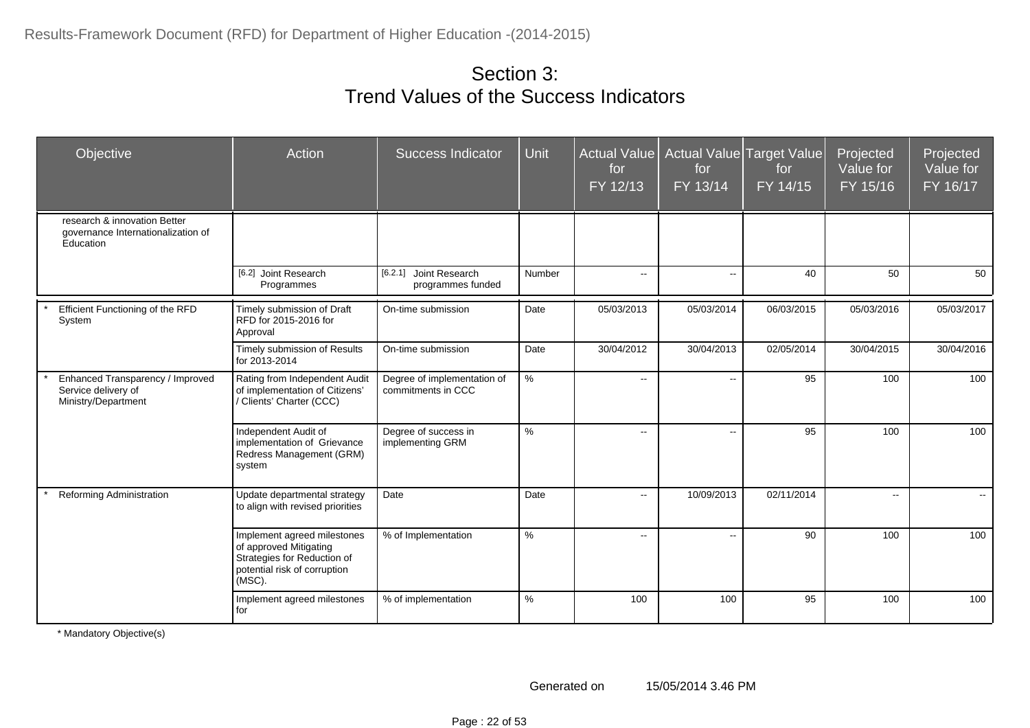## Section 3:
## Trend Values of the Success Indicators

| Objective | Action | Success Indicator | Unit | Actual Value for FY 12/13 | Actual Value for FY 13/14 | Target Value for FY 14/15 | Projected Value for FY 15/16 | Projected Value for FY 16/17 |
|---|---|---|---|---|---|---|---|---|
| research & innovation Better governance Internationalization of Education | | | | | | | | |
| | [6.2] Joint Research Programmes | [6.2.1] Joint Research programmes funded | Number | -- | -- | 40 | 50 | 50 |
| * Efficient Functioning of the RFD System | Timely submission of Draft RFD for 2015-2016 for Approval | On-time submission | Date | 05/03/2013 | 05/03/2014 | 06/03/2015 | 05/03/2016 | 05/03/2017 |
| | Timely submission of Results for 2013-2014 | On-time submission | Date | 30/04/2012 | 30/04/2013 | 02/05/2014 | 30/04/2015 | 30/04/2016 |
| * Enhanced Transparency / Improved Service delivery of Ministry/Department | Rating from Independent Audit of implementation of Citizens' / Clients' Charter (CCC) | Degree of implementation of commitments in CCC | % | -- | -- | 95 | 100 | 100 |
| | Independent Audit of implementation of Grievance Redress Management (GRM) system | Degree of success in implementing GRM | % | -- | -- | 95 | 100 | 100 |
| * Reforming Administration | Update departmental strategy to align with revised priorities | Date | Date | -- | 10/09/2013 | 02/11/2014 | -- | -- |
| | Implement agreed milestones of approved Mitigating Strategies for Reduction of potential risk of corruption (MSC). | % of Implementation | % | -- | -- | 90 | 100 | 100 |
| | Implement agreed milestones for | % of implementation | % | 100 | 100 | 95 | 100 | 100 |

\* Mandatory Objective(s)

Generated on 15/05/2014 3.46 PM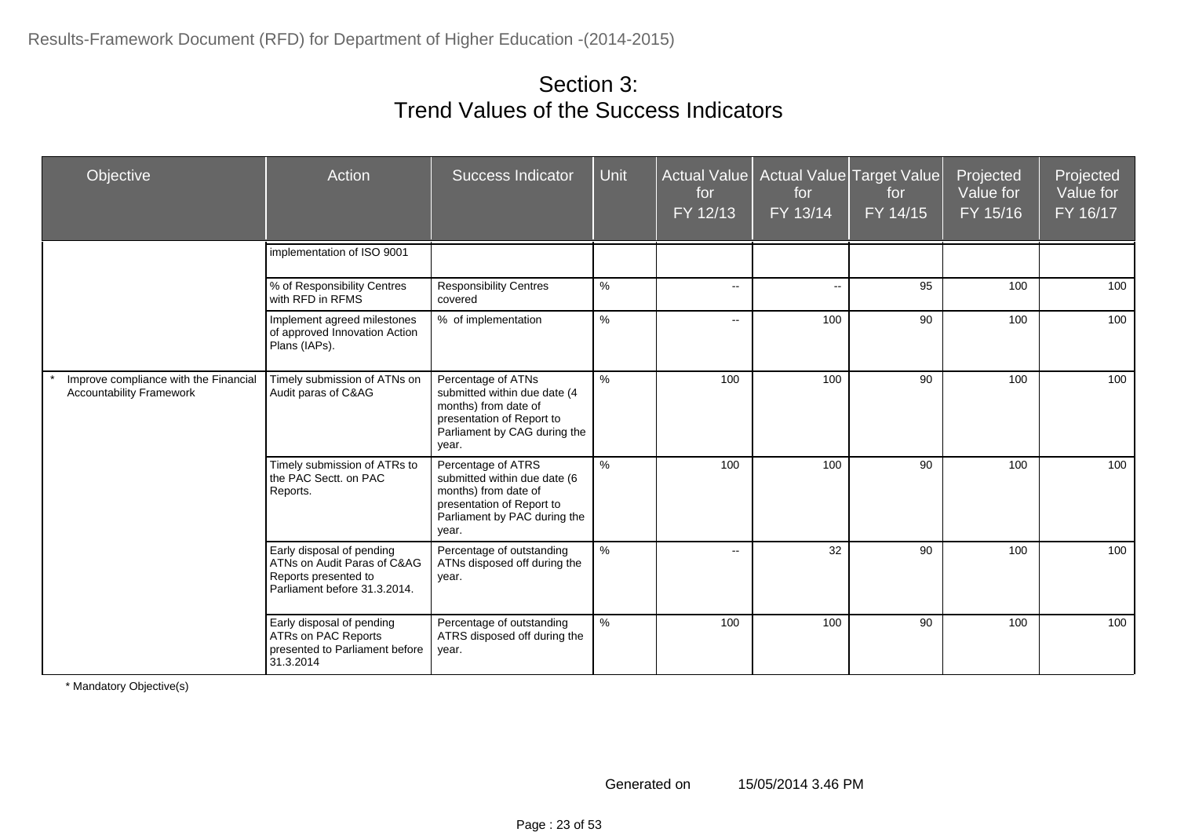# Section 3:
# Trend Values of the Success Indicators

| Objective | Action | Success Indicator | Unit | Actual Value for FY 12/13 | Actual Value for FY 13/14 | Target Value for FY 14/15 | Projected Value for FY 15/16 | Projected Value for FY 16/17 |
|---|---|---|---|---|---|---|---|---|
| | implementation of ISO 9001 | | | | | | | |
| | % of Responsibility Centres with RFD in RFMS | Responsibility Centres covered | % | -- | -- | 95 | 100 | 100 |
| | Implement agreed milestones of approved Innovation Action Plans (IAPs). | % of implementation | % | -- | 100 | 90 | 100 | 100 |
| * Improve compliance with the Financial Accountability Framework | Timely submission of ATNs on Audit paras of C&AG | Percentage of ATNs submitted within due date (4 months) from date of presentation of Report to Parliament by CAG during the year. | % | 100 | 100 | 90 | 100 | 100 |
| | Timely submission of ATRs to the PAC Sectt. on PAC Reports. | Percentage of ATRS submitted within due date (6 months) from date of presentation of Report to Parliament by PAC during the year. | % | 100 | 100 | 90 | 100 | 100 |
| | Early disposal of pending ATNs on Audit Paras of C&AG Reports presented to Parliament before 31.3.2014. | Percentage of outstanding ATNs disposed off during the year. | % | -- | 32 | 90 | 100 | 100 |
| | Early disposal of pending ATRs on PAC Reports presented to Parliament before 31.3.2014 | Percentage of outstanding ATRS disposed off during the year. | % | 100 | 100 | 90 | 100 | 100 |

\* Mandatory Objective(s)

Generated on 15/05/2014 3.46 PM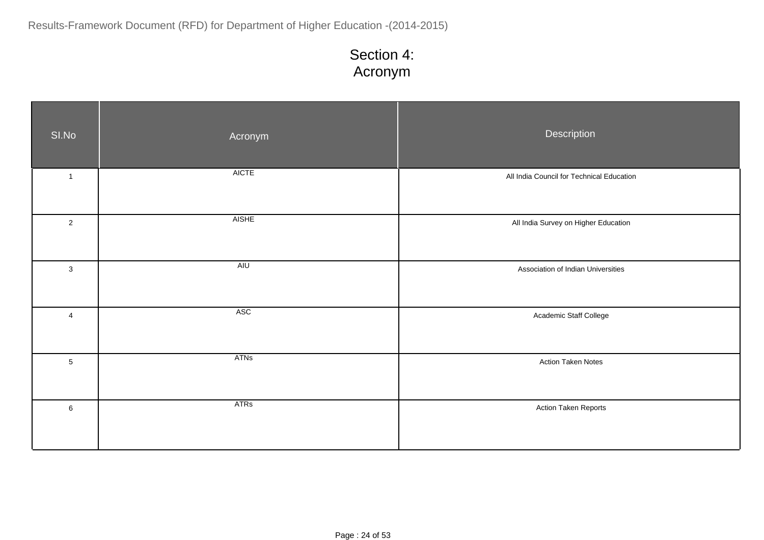# Section 4: Acronym

| SI.No | Acronym | Description |
|---|---|---|
| 1 | AICTE | All India Council for Technical Education |
| 2 | AISHE | All India Survey on Higher Education |
| 3 | AIU | Association of Indian Universities |
| 4 | ASC | Academic Staff College |
| 5 | ATNs | Action Taken Notes |
| 6 | ATRs | Action Taken Reports |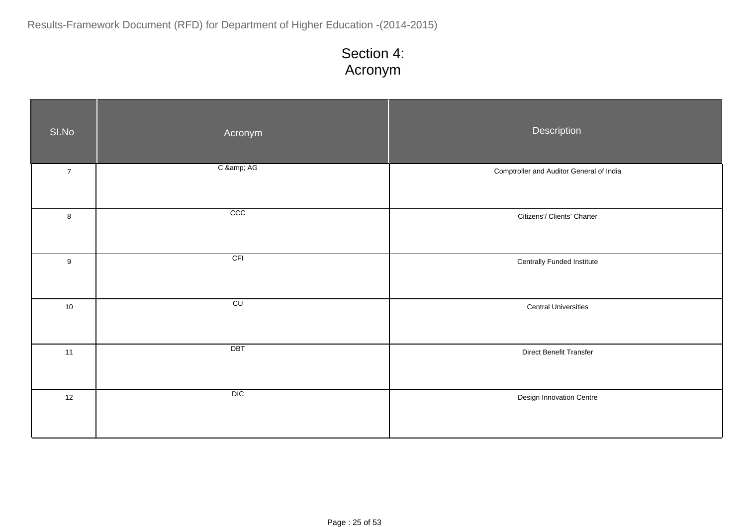## Section 4: Acronym

| SI.No | Acronym | Description |
|---|---|---|
| 7 | C &amp; AG | Comptroller and Auditor General of India |
| 8 | CCC | Citizens'/ Clients' Charter |
| 9 | CFI | Centrally Funded Institute |
| 10 | CU | Central Universities |
| 11 | DBT | Direct Benefit Transfer |
| 12 | DIC | Design Innovation Centre |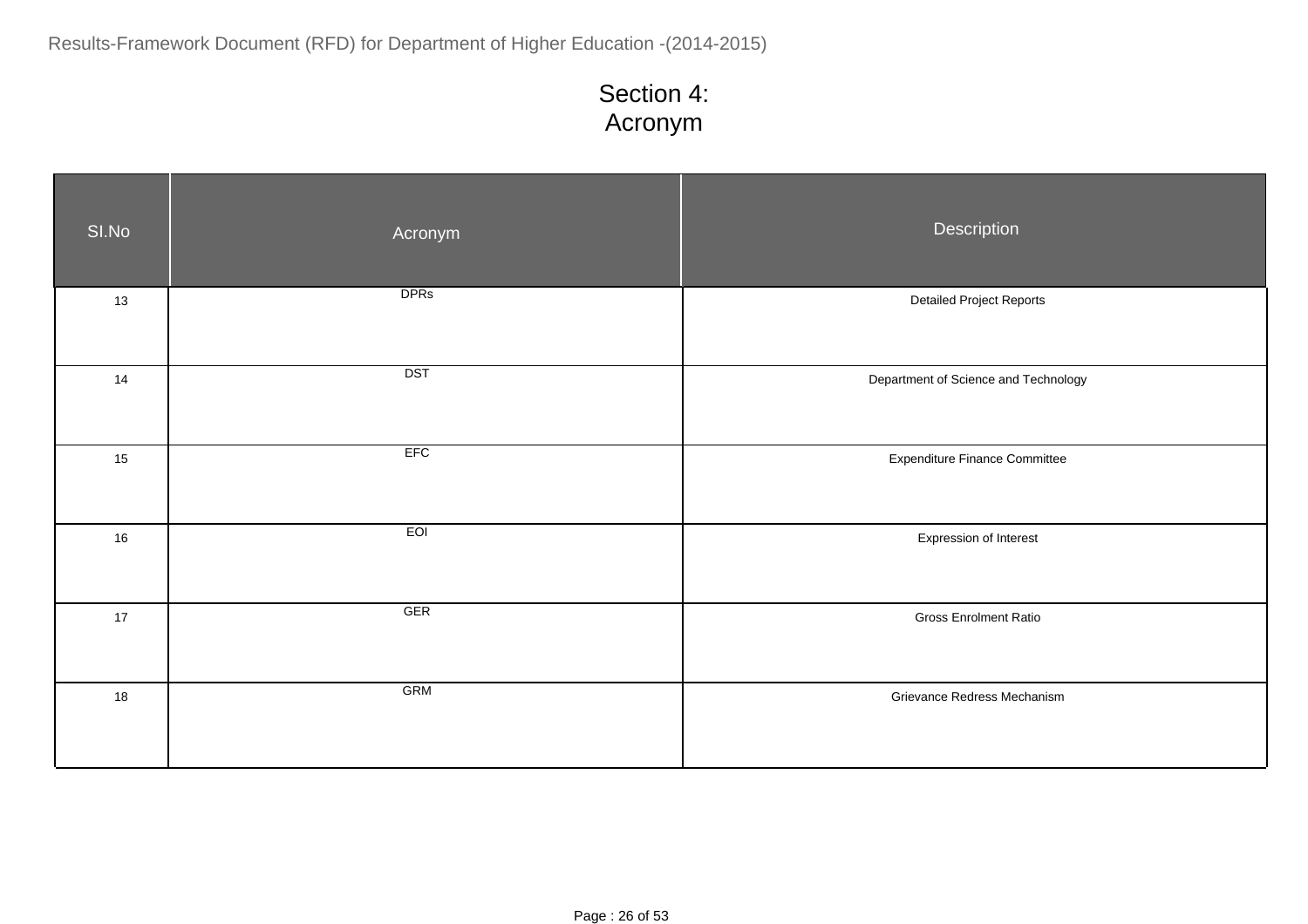# Section 4: Acronym

| SI.No | Acronym | Description |
|---|---|---|
| 13 | DPRs | Detailed Project Reports |
| 14 | DST | Department of Science and Technology |
| 15 | EFC | Expenditure Finance Committee |
| 16 | EOI | Expression of Interest |
| 17 | GER | Gross Enrolment Ratio |
| 18 | GRM | Grievance Redress Mechanism |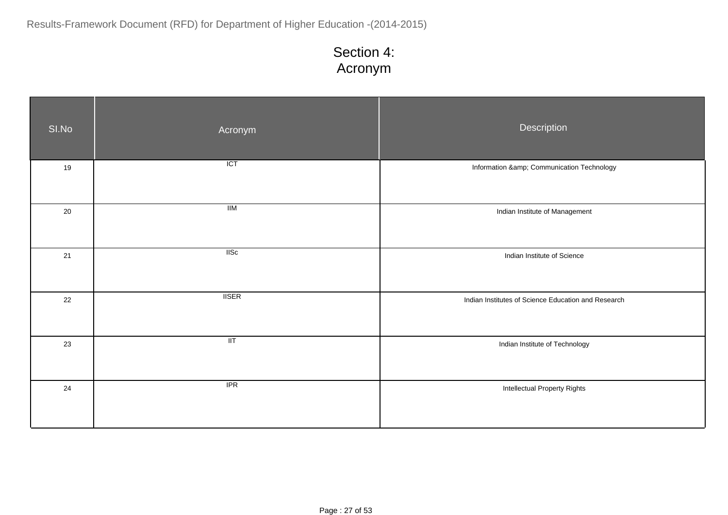# Section 4: Acronym

| SI.No | Acronym | Description |
|---|---|---|
| 19 | ICT | Information &amp; Communication Technology |
| 20 | IIM | Indian Institute of Management |
| 21 | IISc | Indian Institute of Science |
| 22 | IISER | Indian Institutes of Science Education and Research |
| 23 | IIT | Indian Institute of Technology |
| 24 | IPR | Intellectual Property Rights |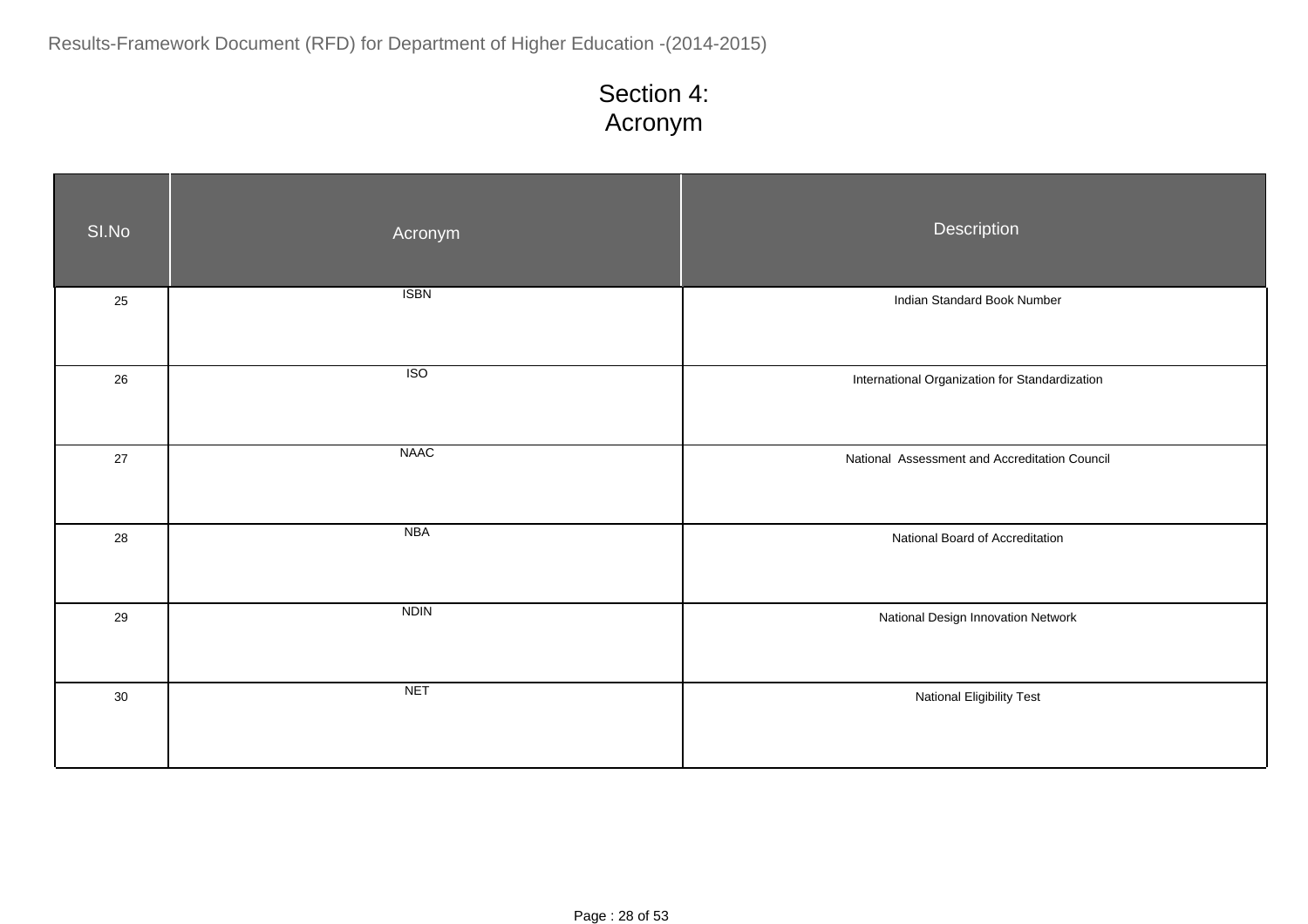# Section 4:
# Acronym

| SI.No | Acronym | Description |
|---|---|---|
| 25 | ISBN | Indian Standard Book Number |
| 26 | ISO | International Organization for Standardization |
| 27 | NAAC | National  Assessment and Accreditation Council |
| 28 | NBA | National Board of Accreditation |
| 29 | NDIN | National Design Innovation Network |
| 30 | NET | National Eligibility Test |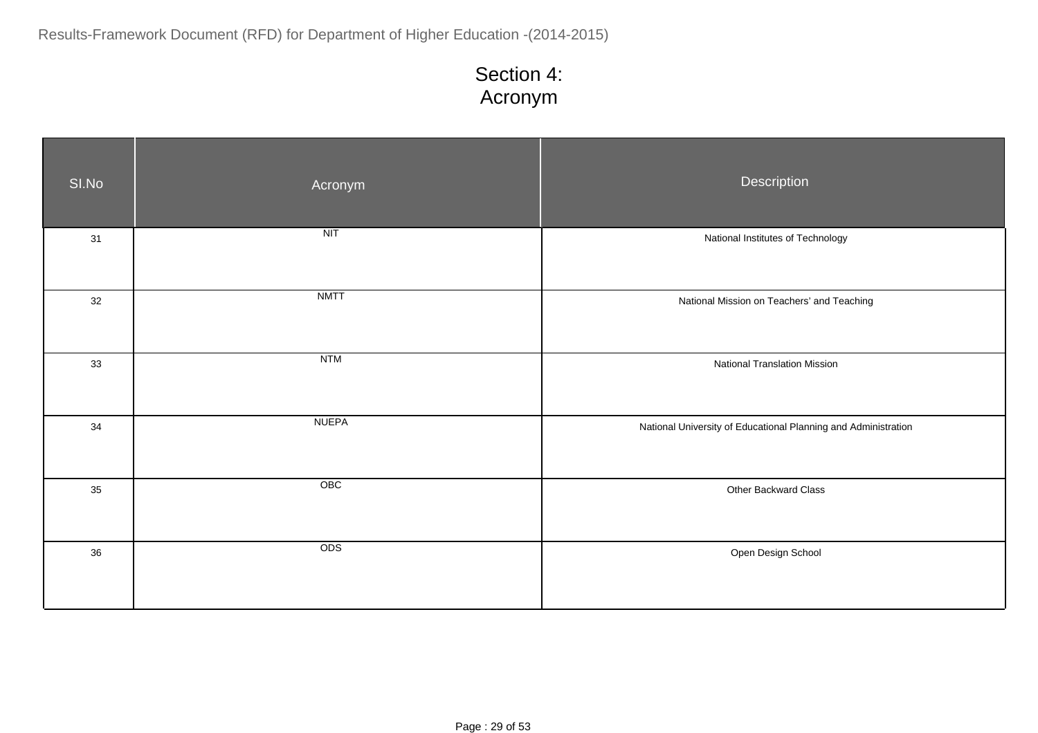## Section 4:
## Acronym

| SI.No | Acronym | Description |
|---|---|---|
| 31 | NIT | National Institutes of Technology |
| 32 | NMTT | National Mission on Teachers' and Teaching |
| 33 | NTM | National Translation Mission |
| 34 | NUEPA | National University of Educational Planning and Administration |
| 35 | OBC | Other Backward Class |
| 36 | ODS | Open Design School |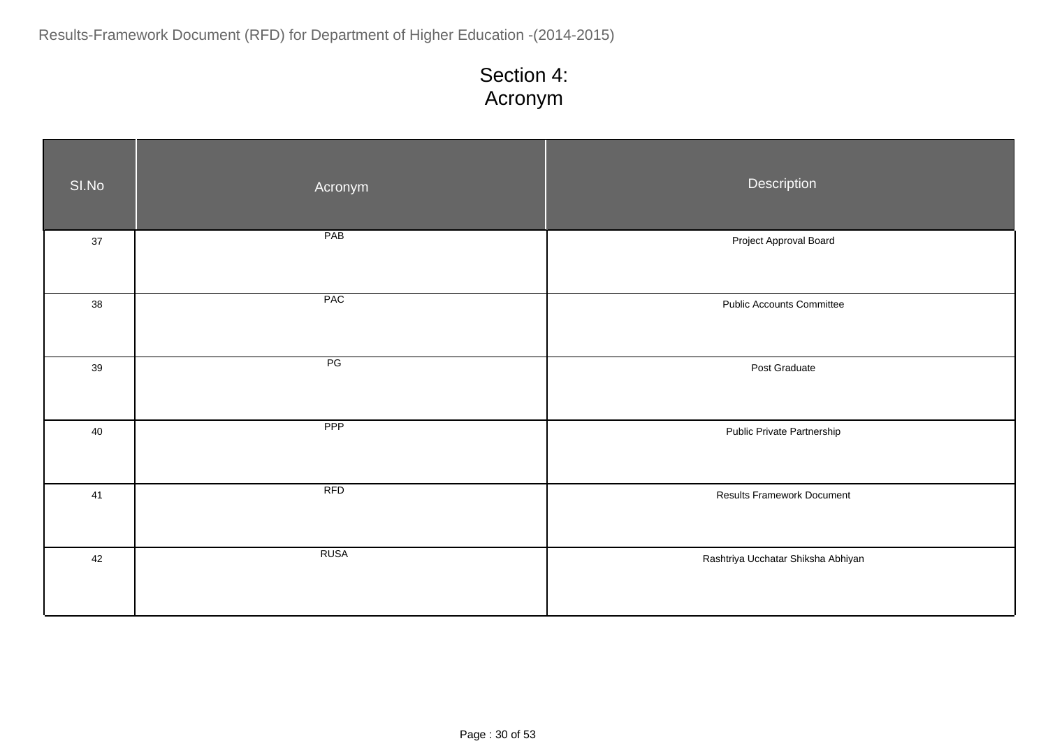# Section 4:
# Acronym

| SI.No | Acronym | Description |
|---|---|---|
| 37 | PAB | Project Approval Board |
| 38 | PAC | Public Accounts Committee |
| 39 | PG | Post Graduate |
| 40 | PPP | Public Private Partnership |
| 41 | RFD | Results Framework Document |
| 42 | RUSA | Rashtriya Ucchatar Shiksha Abhiyan |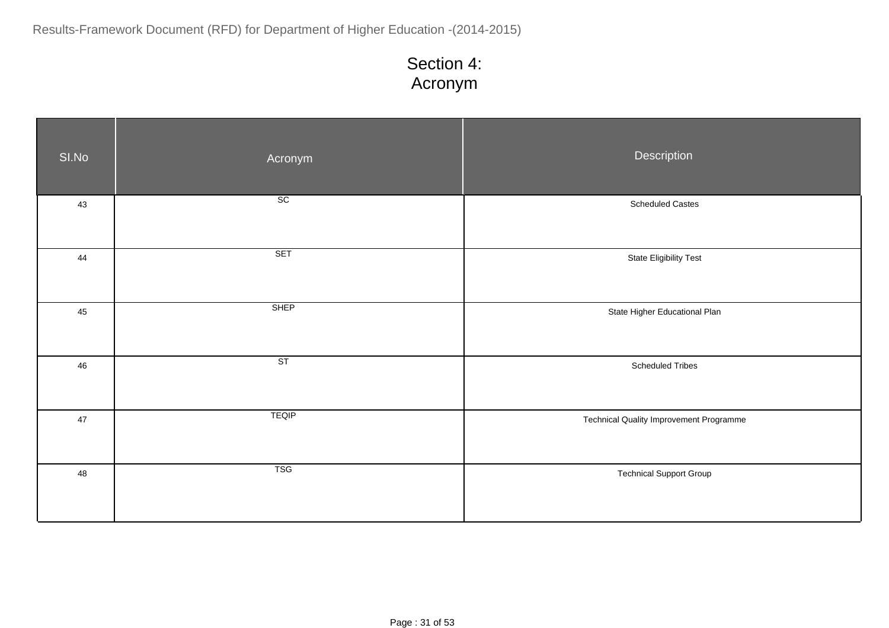# Section 4: Acronym

| SI.No | Acronym | Description |
|---|---|---|
| 43 | SC | Scheduled Castes |
| 44 | SET | State Eligibility Test |
| 45 | SHEP | State Higher Educational Plan |
| 46 | ST | Scheduled Tribes |
| 47 | TEQIP | Technical Quality Improvement Programme |
| 48 | TSG | Technical Support Group |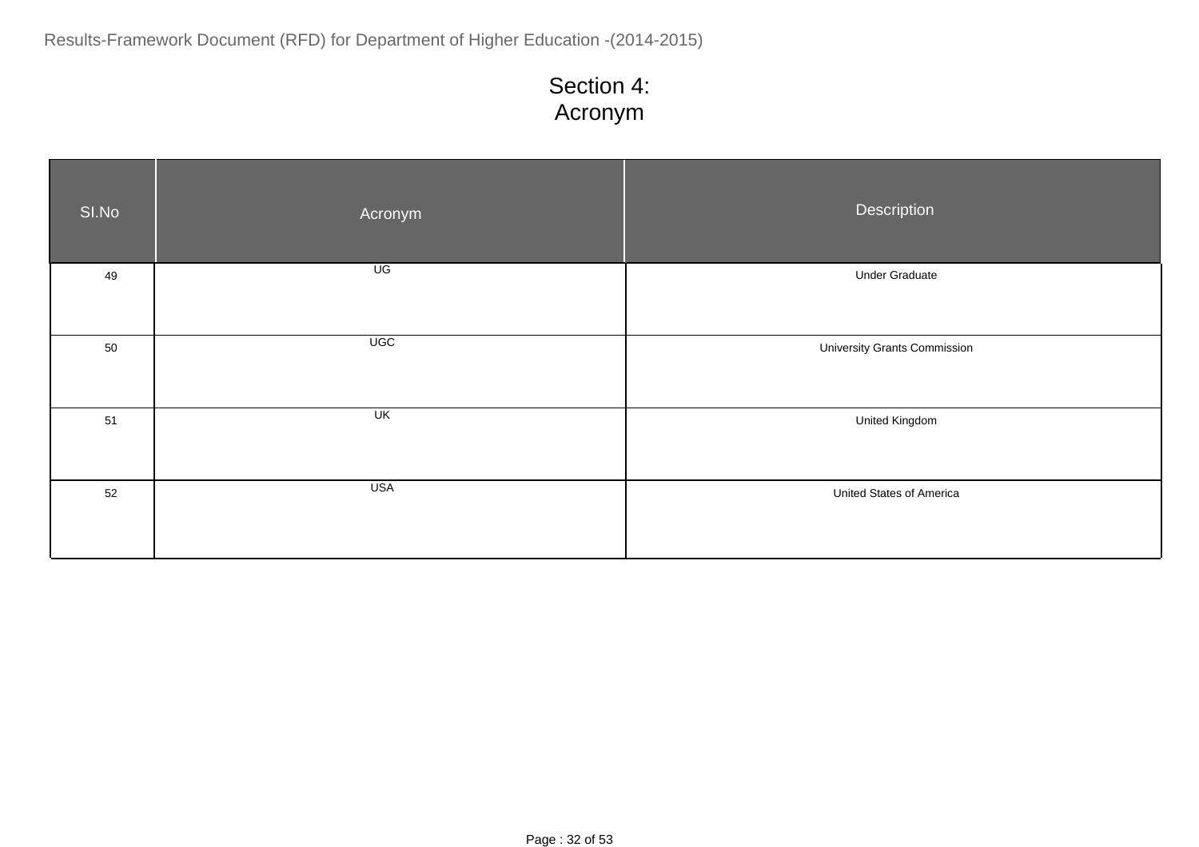# Section 4: Acronym

| SI.No | Acronym | Description |
| --- | --- | --- |
| 49 | UG | Under Graduate |
| 50 | UGC | University Grants Commission |
| 51 | UK | United Kingdom |
| 52 | USA | United States of America |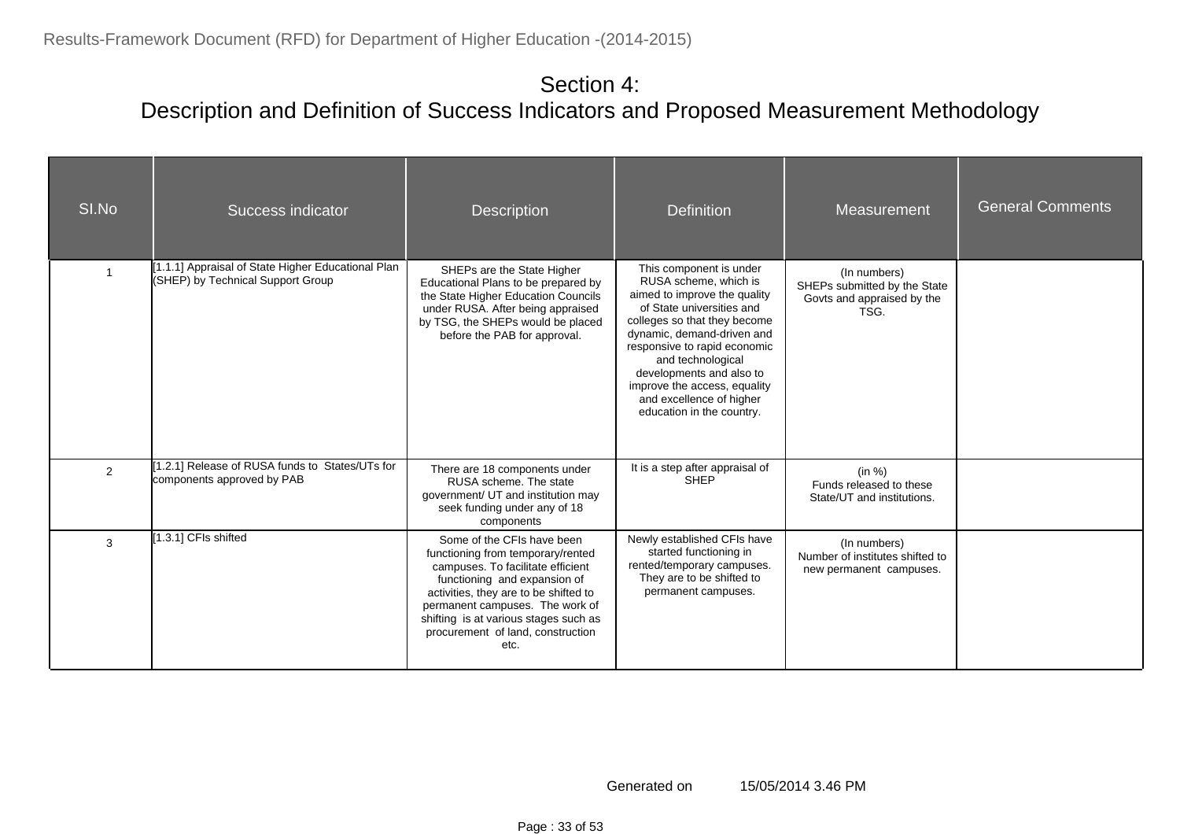## Section 4:
## Description and Definition of Success Indicators and Proposed Measurement Methodology

| SI.No | Success indicator | Description | Definition | Measurement | General Comments |
|---|---|---|---|---|---|
| 1 | [1.1.1] Appraisal of State Higher Educational Plan (SHEP) by Technical Support Group | SHEPs are the State Higher Educational Plans to be prepared by the State Higher Education Councils under RUSA. After being appraised by TSG, the SHEPs would be placed before the PAB for approval. | This component is under RUSA scheme, which is aimed to improve the quality of State universities and colleges so that they become dynamic, demand-driven and responsive to rapid economic and technological developments and also to improve the access, equality and excellence of higher education in the country. | (In numbers) SHEPs submitted by the State Govts and appraised by the TSG. | |
| 2 | [1.2.1] Release of RUSA funds to States/UTs for components approved by PAB | There are 18 components under RUSA scheme. The state government/ UT and institution may seek funding under any of 18 components | It is a step after appraisal of SHEP | (in %) Funds released to these State/UT and institutions. | |
| 3 | [1.3.1] CFIs shifted | Some of the CFIs have been functioning from temporary/rented campuses. To facilitate efficient functioning and expansion of activities, they are to be shifted to permanent campuses. The work of shifting is at various stages such as procurement of land, construction etc. | Newly established CFIs have started functioning in rented/temporary campuses. They are to be shifted to permanent campuses. | (In numbers) Number of institutes shifted to new permanent campuses. | |

Generated on 15/05/2014 3.46 PM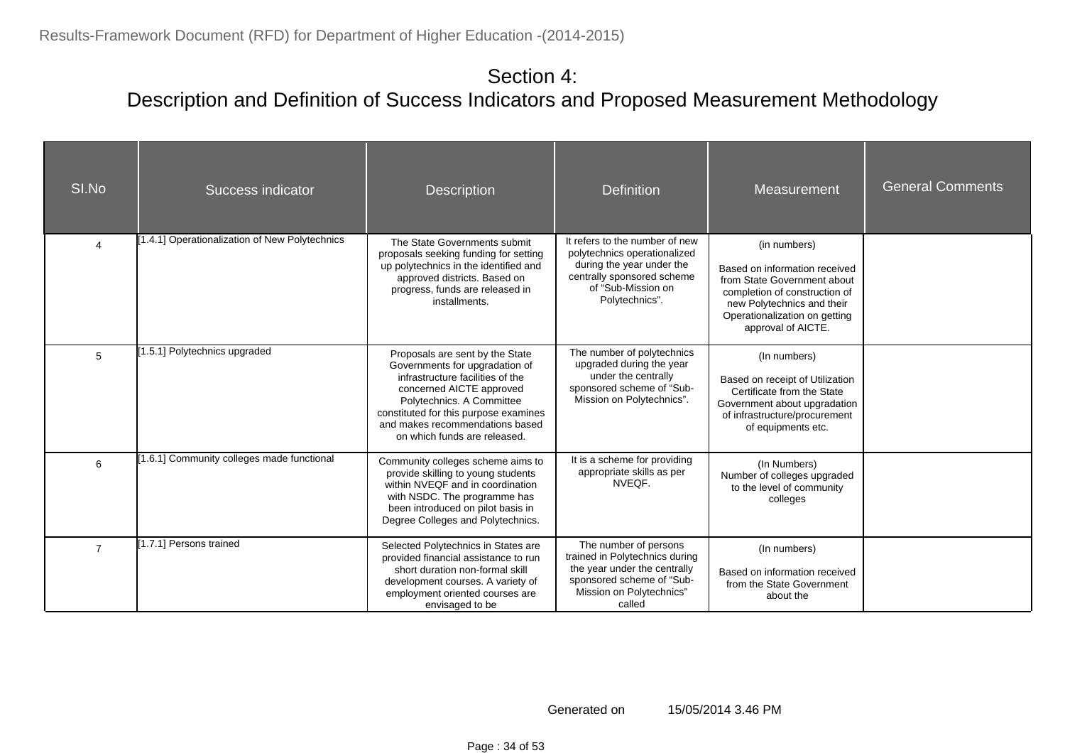# Section 4:
## Description and Definition of Success Indicators and Proposed Measurement Methodology

| SI.No | Success indicator | Description | Definition | Measurement | General Comments |
|---|---|---|---|---|---|
| 4 | [1.4.1] Operationalization of New Polytechnics | The State Governments submit proposals seeking funding for setting up polytechnics in the identified and approved districts. Based on progress, funds are released in installments. | It refers to the number of new polytechnics operationalized during the year under the centrally sponsored scheme of "Sub-Mission on Polytechnics". | (in numbers)<br><br>Based on information received from State Government about completion of construction of new Polytechnics and their Operationalization on getting approval of AICTE. | |
| 5 | [1.5.1] Polytechnics upgraded | Proposals are sent by the State Governments for upgradation of infrastructure facilities of the concerned AICTE approved Polytechnics. A Committee constituted for this purpose examines and makes recommendations based on which funds are released. | The number of polytechnics upgraded during the year under the centrally sponsored scheme of "Sub-Mission on Polytechnics". | (In numbers)<br><br>Based on receipt of Utilization Certificate from the State Government about upgradation of infrastructure/procurement of equipments etc. | |
| 6 | [1.6.1] Community colleges made functional | Community colleges scheme aims to provide skilling to young students within NVEQF and in coordination with NSDC. The programme has been introduced on pilot basis in Degree Colleges and Polytechnics. | It is a scheme for providing appropriate skills as per NVEQF. | (In Numbers)<br>Number of colleges upgraded to the level of community colleges | |
| 7 | [1.7.1] Persons trained | Selected Polytechnics in States are provided financial assistance to run short duration non-formal skill development courses. A variety of employment oriented courses are envisaged to be | The number of persons trained in Polytechnics during the year under the centrally sponsored scheme of "Sub-Mission on Polytechnics" called | (In numbers)<br><br>Based on information received from the State Government about the | |

Generated on 15/05/2014 3.46 PM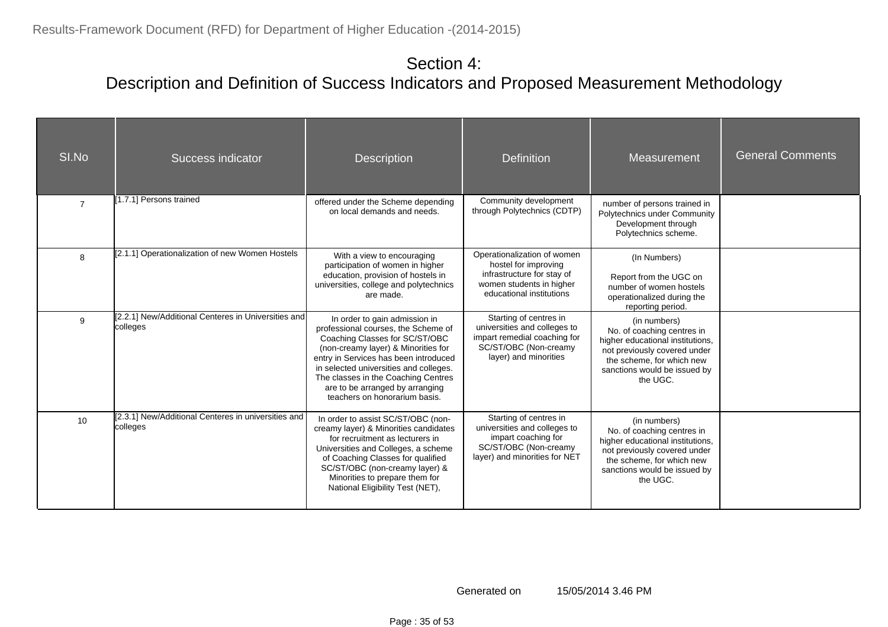# Section 4:
## Description and Definition of Success Indicators and Proposed Measurement Methodology

| SI.No | Success indicator | Description | Definition | Measurement | General Comments |
|---|---|---|---|---|---|
| 7 | [1.7.1] Persons trained | offered under the Scheme depending on local demands and needs. | Community development through Polytechnics (CDTP) | number of persons trained in Polytechnics under Community Development through Polytechnics scheme. | |
| 8 | [2.1.1] Operationalization of new Women Hostels | With a view to encouraging participation of women in higher education, provision of hostels in universities, college and polytechnics are made. | Operationalization of women hostel for improving infrastructure for stay of women students in higher educational institutions | (In Numbers)<br><br>Report from the UGC on number of women hostels operationalized during the reporting period. | |
| 9 | [2.2.1] New/Additional Centeres in Universities and colleges | In order to gain admission in professional courses, the Scheme of Coaching Classes for SC/ST/OBC (non-creamy layer) & Minorities for entry in Services has been introduced in selected universities and colleges. The classes in the Coaching Centres are to be arranged by arranging teachers on honorarium basis. | Starting of centres in universities and colleges to impart remedial coaching for SC/ST/OBC (Non-creamy layer) and minorities | (in numbers)<br>No. of coaching centres in higher educational institutions, not previously covered under the scheme, for which new sanctions would be issued by the UGC. | |
| 10 | [2.3.1] New/Additional Centeres in universities and colleges | In order to assist SC/ST/OBC (non-creamy layer) & Minorities candidates for recruitment as lecturers in Universities and Colleges, a scheme of Coaching Classes for qualified SC/ST/OBC (non-creamy layer) & Minorities to prepare them for National Eligibility Test (NET), | Starting of centres in universities and colleges to impart coaching for SC/ST/OBC (Non-creamy layer) and minorities for NET | (in numbers)<br>No. of coaching centres in higher educational institutions, not previously covered under the scheme, for which new sanctions would be issued by the UGC. | |

Generated on 15/05/2014 3.46 PM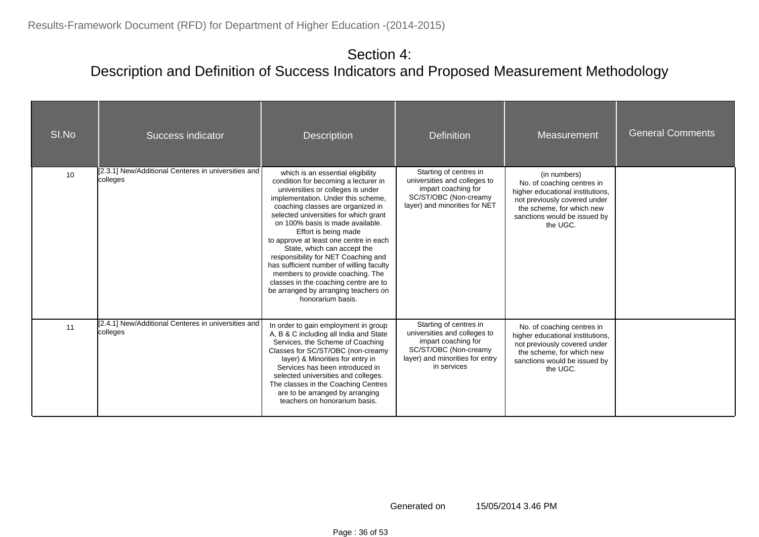# Section 4:
## Description and Definition of Success Indicators and Proposed Measurement Methodology

| SI.No | Success indicator | Description | Definition | Measurement | General Comments |
|---|---|---|---|---|---|
| 10 | [2.3.1] New/Additional Centeres in universities and colleges | which is an essential eligibility condition for becoming a lecturer in universities or colleges is under implementation. Under this scheme, coaching classes are organized in selected universities for which grant on 100% basis is made available. Effort is being made to approve at least one centre in each State, which can accept the responsibility for NET Coaching and has sufficient number of willing faculty members to provide coaching. The classes in the coaching centre are to be arranged by arranging teachers on honorarium basis. | Starting of centres in universities and colleges to impart coaching for SC/ST/OBC (Non-creamy layer) and minorities for NET | (in numbers) No. of coaching centres in higher educational institutions, not previously covered under the scheme, for which new sanctions would be issued by the UGC. | |
| 11 | [2.4.1] New/Additional Centeres in universities and colleges | In order to gain employment in group A, B & C including all India and State Services, the Scheme of Coaching Classes for SC/ST/OBC (non-creamy layer) & Minorities for entry in Services has been introduced in selected universities and colleges. The classes in the Coaching Centres are to be arranged by arranging teachers on honorarium basis. | Starting of centres in universities and colleges to impart coaching for SC/ST/OBC (Non-creamy layer) and minorities for entry in services | No. of coaching centres in higher educational institutions, not previously covered under the scheme, for which new sanctions would be issued by the UGC. | |

Generated on 15/05/2014 3.46 PM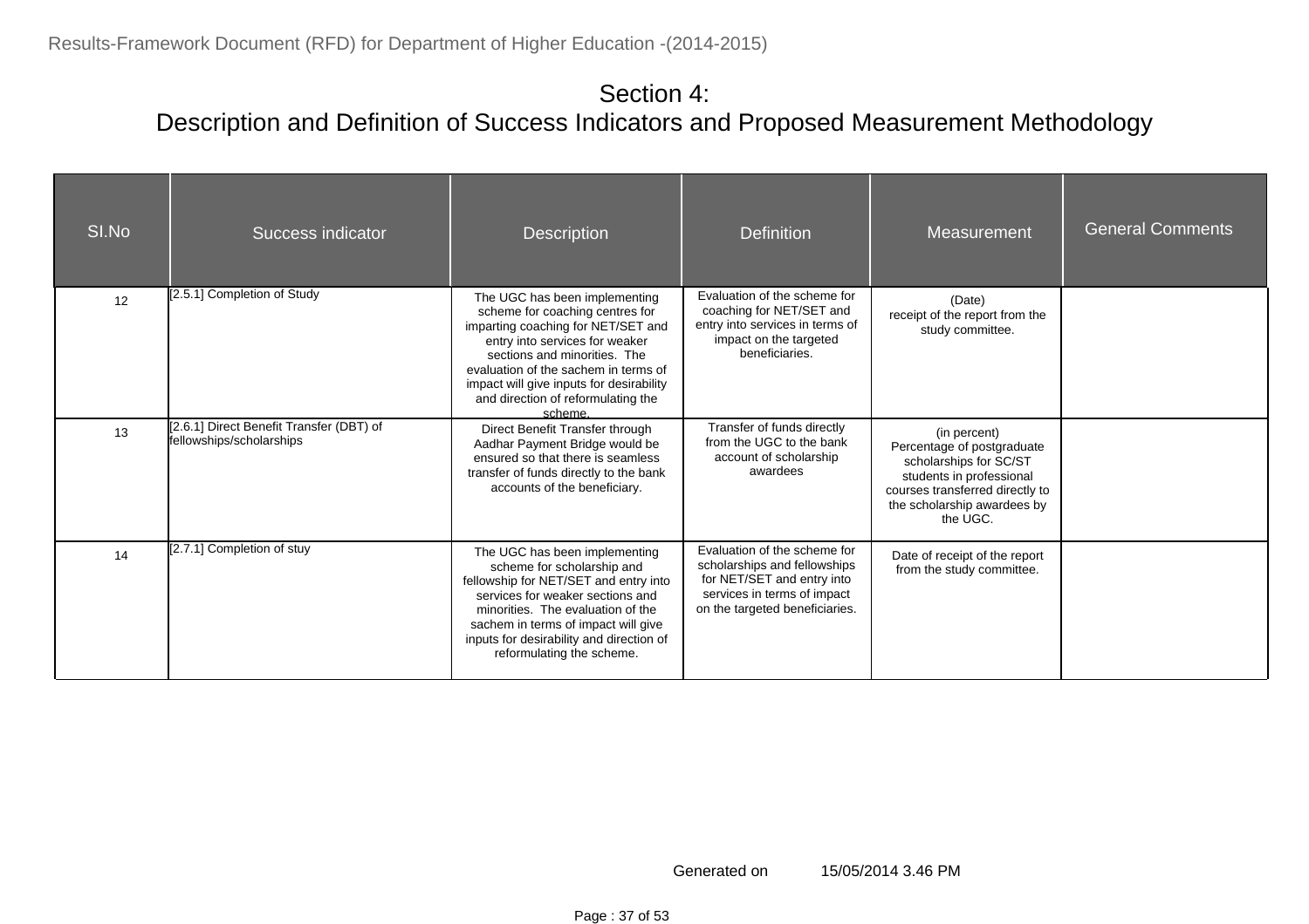# Section 4:
## Description and Definition of Success Indicators and Proposed Measurement Methodology

| SI.No | Success indicator | Description | Definition | Measurement | General Comments |
|---|---|---|---|---|---|
| 12 | [2.5.1] Completion of Study | The UGC has been implementing scheme for coaching centres for imparting coaching for NET/SET and entry into services for weaker sections and minorities. The evaluation of the sachem in terms of impact will give inputs for desirability and direction of reformulating the scheme. | Evaluation of the scheme for coaching for NET/SET and entry into services in terms of impact on the targeted beneficiaries. | (Date) receipt of the report from the study committee. | |
| 13 | [2.6.1] Direct Benefit Transfer (DBT) of fellowships/scholarships | Direct Benefit Transfer through Aadhar Payment Bridge would be ensured so that there is seamless transfer of funds directly to the bank accounts of the beneficiary. | Transfer of funds directly from the UGC to the bank account of scholarship awardees | (in percent) Percentage of postgraduate scholarships for SC/ST students in professional courses transferred directly to the scholarship awardees by the UGC. | |
| 14 | [2.7.1] Completion of stuy | The UGC has been implementing scheme for scholarship and fellowship for NET/SET and entry into services for weaker sections and minorities. The evaluation of the sachem in terms of impact will give inputs for desirability and direction of reformulating the scheme. | Evaluation of the scheme for scholarships and fellowships for NET/SET and entry into services in terms of impact on the targeted beneficiaries. | Date of receipt of the report from the study committee. | |

Generated on 15/05/2014 3.46 PM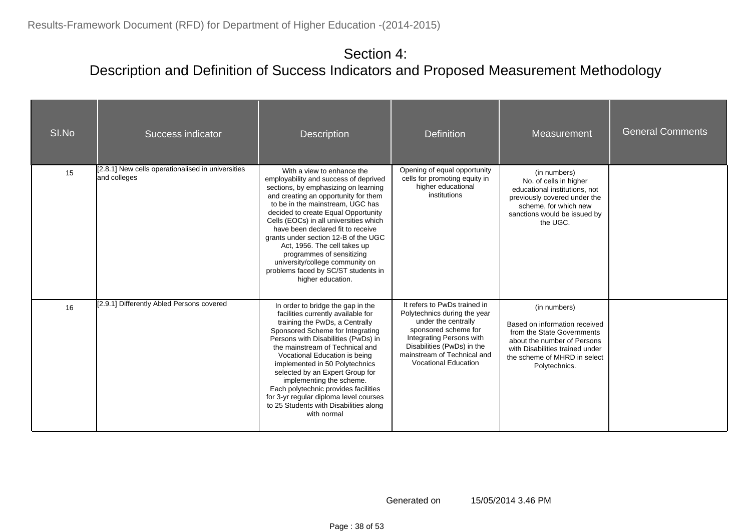## Section 4:
## Description and Definition of Success Indicators and Proposed Measurement Methodology

| SI.No | Success indicator | Description | Definition | Measurement | General Comments |
|---|---|---|---|---|---|
| 15 | [2.8.1] New cells operationalised in universities and colleges | With a view to enhance the employability and success of deprived sections, by emphasizing on learning and creating an opportunity for them to be in the mainstream, UGC has decided to create Equal Opportunity Cells (EOCs) in all universities which have been declared fit to receive grants under section 12-B of the UGC Act, 1956. The cell takes up programmes of sensitizing university/college community on problems faced by SC/ST students in higher education. | Opening of equal opportunity cells for promoting equity in higher educational institutions | (in numbers) No. of cells in higher educational institutions, not previously covered under the scheme, for which new sanctions would be issued by the UGC. | |
| 16 | [2.9.1] Differently Abled Persons covered | In order to bridge the gap in the facilities currently available for training the PwDs, a Centrally Sponsored Scheme for Integrating Persons with Disabilities (PwDs) in the mainstream of Technical and Vocational Education is being implemented in 50 Polytechnics selected by an Expert Group for implementing the scheme. Each polytechnic provides facilities for 3-yr regular diploma level courses to 25 Students with Disabilities along with normal | It refers to PwDs trained in Polytechnics during the year under the centrally sponsored scheme for Integrating Persons with Disabilities (PwDs) in the mainstream of Technical and Vocational Education | (in numbers) Based on information received from the State Governments about the number of Persons with Disabilities trained under the scheme of MHRD in select Polytechnics. | |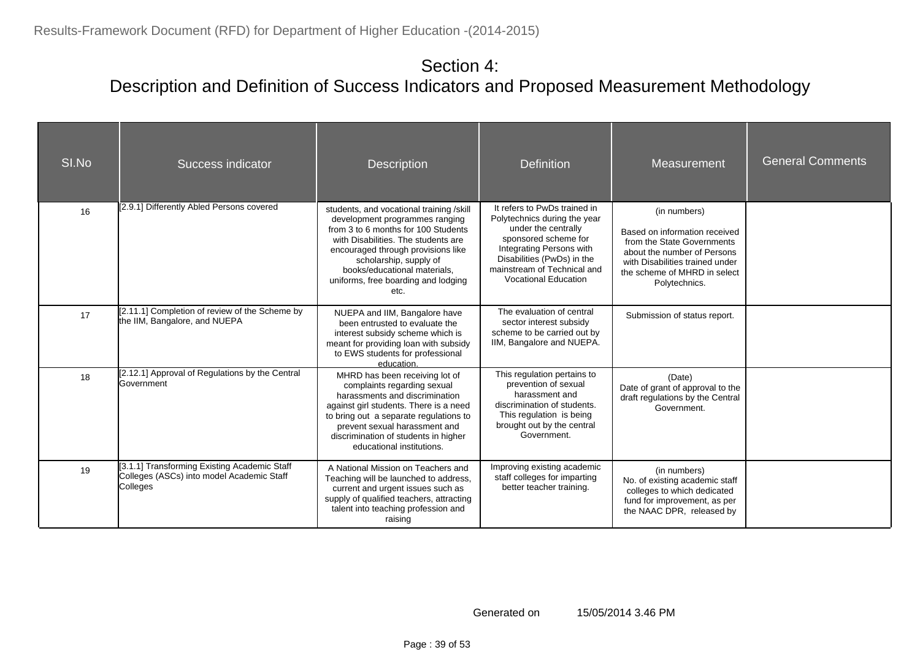## Section 4:
## Description and Definition of Success Indicators and Proposed Measurement Methodology

| SI.No | Success indicator | Description | Definition | Measurement | General Comments |
|---|---|---|---|---|---|
| 16 | [2.9.1] Differently Abled Persons covered | students, and vocational training /skill development programmes ranging from 3 to 6 months for 100 Students with Disabilities. The students are encouraged through provisions like scholarship, supply of books/educational materials, uniforms, free boarding and lodging etc. | It refers to PwDs trained in Polytechnics during the year under the centrally sponsored scheme for Integrating Persons with Disabilities (PwDs) in the mainstream of Technical and Vocational Education | (in numbers)<br><br>Based on information received from the State Governments about the number of Persons with Disabilities trained under the scheme of MHRD in select Polytechnics. | |
| 17 | [2.11.1] Completion of review of the Scheme by the IIM, Bangalore, and NUEPA | NUEPA and IIM, Bangalore have been entrusted to evaluate the interest subsidy scheme which is meant for providing loan with subsidy to EWS students for professional education. | The evaluation of central sector interest subsidy scheme to be carried out by IIM, Bangalore and NUEPA. | Submission of status report. | |
| 18 | [2.12.1] Approval of Regulations by the Central Government | MHRD has been receiving lot of complaints regarding sexual harassments and discrimination against girl students. There is a need to bring out a separate regulations to prevent sexual harassment and discrimination of students in higher educational institutions. | This regulation pertains to prevention of sexual harassment and discrimination of students. This regulation is being brought out by the central Government. | (Date)<br>Date of grant of approval to the draft regulations by the Central Government. | |
| 19 | [3.1.1] Transforming Existing Academic Staff Colleges (ASCs) into model Academic Staff Colleges | A National Mission on Teachers and Teaching will be launched to address, current and urgent issues such as supply of qualified teachers, attracting talent into teaching profession and raising | Improving existing academic staff colleges for imparting better teacher training. | (in numbers)<br>No. of existing academic staff colleges to which dedicated fund for improvement, as per the NAAC DPR, released by | |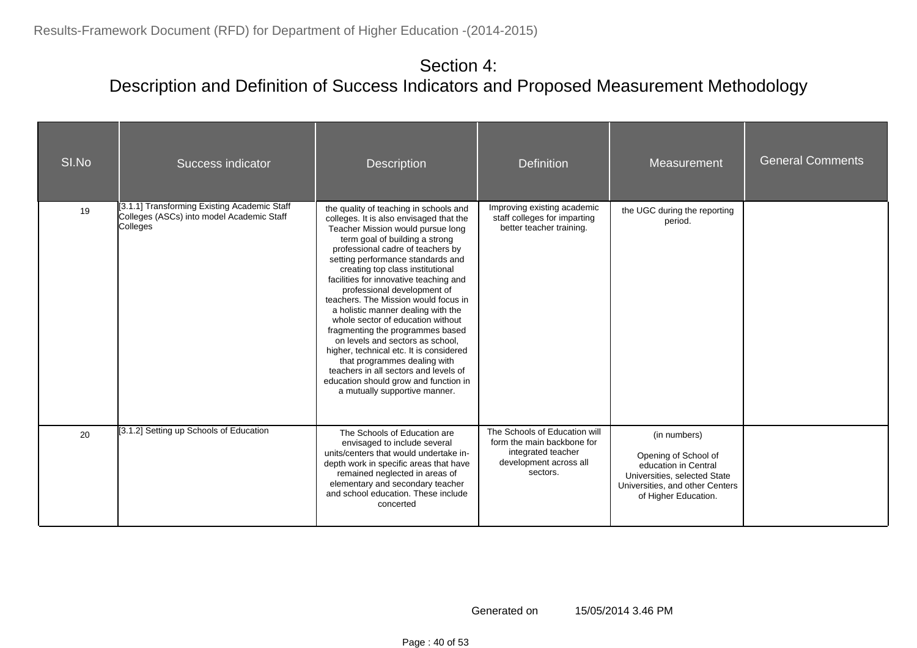# Section 4:
## Description and Definition of Success Indicators and Proposed Measurement Methodology

| SI.No | Success indicator | Description | Definition | Measurement | General Comments |
|---|---|---|---|---|---|
| 19 | [3.1.1] Transforming Existing Academic Staff Colleges (ASCs) into model Academic Staff Colleges | the quality of teaching in schools and colleges. It is also envisaged that the Teacher Mission would pursue long term goal of building a strong professional cadre of teachers by setting performance standards and creating top class institutional facilities for innovative teaching and professional development of teachers. The Mission would focus in a holistic manner dealing with the whole sector of education without fragmenting the programmes based on levels and sectors as school, higher, technical etc. It is considered that programmes dealing with teachers in all sectors and levels of education should grow and function in a mutually supportive manner. | Improving existing academic staff colleges for imparting better teacher training. | the UGC during the reporting period. | |
| 20 | [3.1.2] Setting up Schools of Education | The Schools of Education are envisaged to include several units/centers that would undertake in-depth work in specific areas that have remained neglected in areas of elementary and secondary teacher and school education. These include concerted | The Schools of Education will form the main backbone for integrated teacher development across all sectors. | (in numbers)<br><br>Opening of School of education in Central Universities, selected State Universities, and other Centers of Higher Education. | |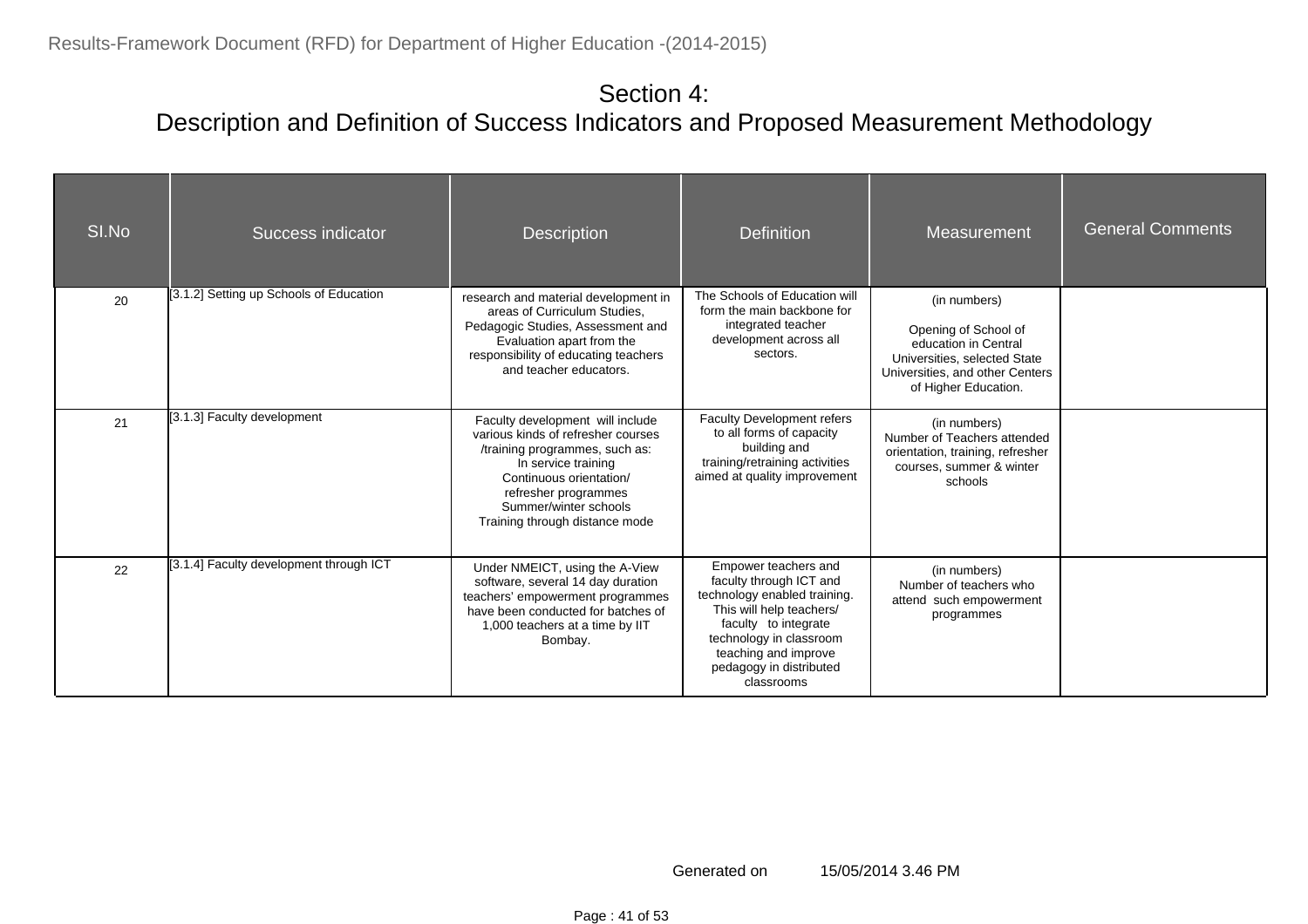## Section 4:
## Description and Definition of Success Indicators and Proposed Measurement Methodology

| SI.No | Success indicator | Description | Definition | Measurement | General Comments |
|---|---|---|---|---|---|
| 20 | [3.1.2] Setting up Schools of Education | research and material development in areas of Curriculum Studies, Pedagogic Studies, Assessment and Evaluation apart from the responsibility of educating teachers and teacher educators. | The Schools of Education will form the main backbone for integrated teacher development across all sectors. | (in numbers)<br><br>Opening of School of education in Central Universities, selected State Universities, and other Centers of Higher Education. | |
| 21 | [3.1.3] Faculty development | Faculty development will include various kinds of refresher courses /training programmes, such as:<br>In service training<br>Continuous orientation/ refresher programmes<br>Summer/winter schools<br>Training through distance mode | Faculty Development refers to all forms of capacity building and training/retraining activities aimed at quality improvement | (in numbers)<br>Number of Teachers attended orientation, training, refresher courses, summer & winter schools | |
| 22 | [3.1.4] Faculty development through ICT | Under NMEICT, using the A-View software, several 14 day duration teachers' empowerment programmes have been conducted for batches of 1,000 teachers at a time by IIT Bombay. | Empower teachers and faculty through ICT and technology enabled training. This will help teachers/ faculty to integrate technology in classroom teaching and improve pedagogy in distributed classrooms | (in numbers)<br>Number of teachers who attend such empowerment programmes | |

Generated on 15/05/2014 3.46 PM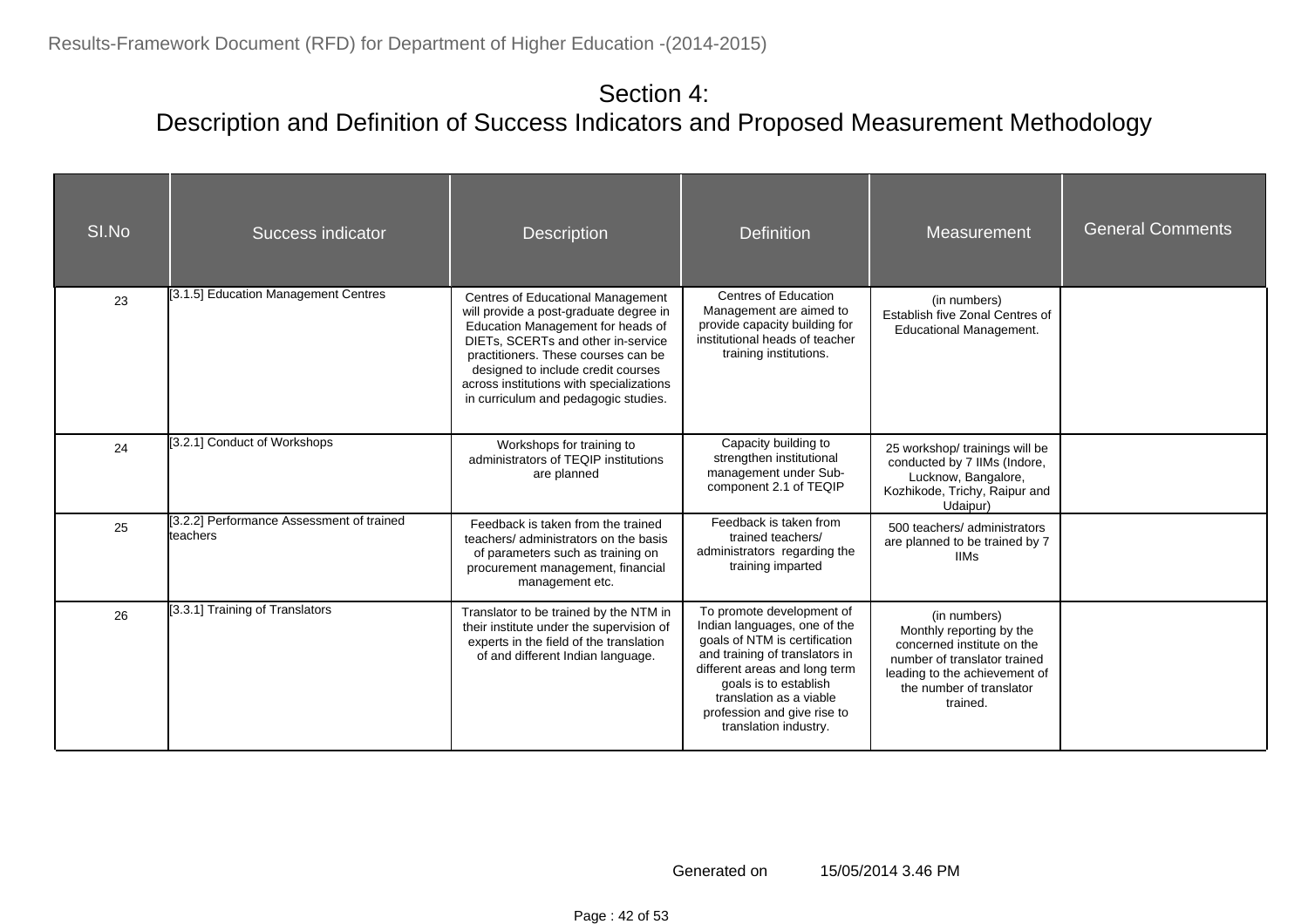# Section 4:
# Description and Definition of Success Indicators and Proposed Measurement Methodology

| SI.No | Success indicator | Description | Definition | Measurement | General Comments |
|---|---|---|---|---|---|
| 23 | [3.1.5] Education Management Centres | Centres of Educational Management will provide a post-graduate degree in Education Management for heads of DIETs, SCERTs and other in-service practitioners. These courses can be designed to include credit courses across institutions with specializations in curriculum and pedagogic studies. | Centres of Education Management are aimed to provide capacity building for institutional heads of teacher training institutions. | (in numbers) Establish five Zonal Centres of Educational Management. | |
| 24 | [3.2.1] Conduct of Workshops | Workshops for training to administrators of TEQIP institutions are planned | Capacity building to strengthen institutional management under Sub-component 2.1 of TEQIP | 25 workshop/ trainings will be conducted by 7 IIMs (Indore, Lucknow, Bangalore, Kozhikode, Trichy, Raipur and Udaipur) | |
| 25 | [3.2.2] Performance Assessment of trained teachers | Feedback is taken from the trained teachers/ administrators on the basis of parameters such as training on procurement management, financial management etc. | Feedback is taken from trained teachers/ administrators regarding the training imparted | 500 teachers/ administrators are planned to be trained by 7 IIMs | |
| 26 | [3.3.1] Training of Translators | Translator to be trained by the NTM in their institute under the supervision of experts in the field of the translation of and different Indian language. | To promote development of Indian languages, one of the goals of NTM is certification and training of translators in different areas and long term goals is to establish translation as a viable profession and give rise to translation industry. | (in numbers) Monthly reporting by the concerned institute on the number of translator trained leading to the achievement of the number of translator trained. | |

Generated on 15/05/2014 3.46 PM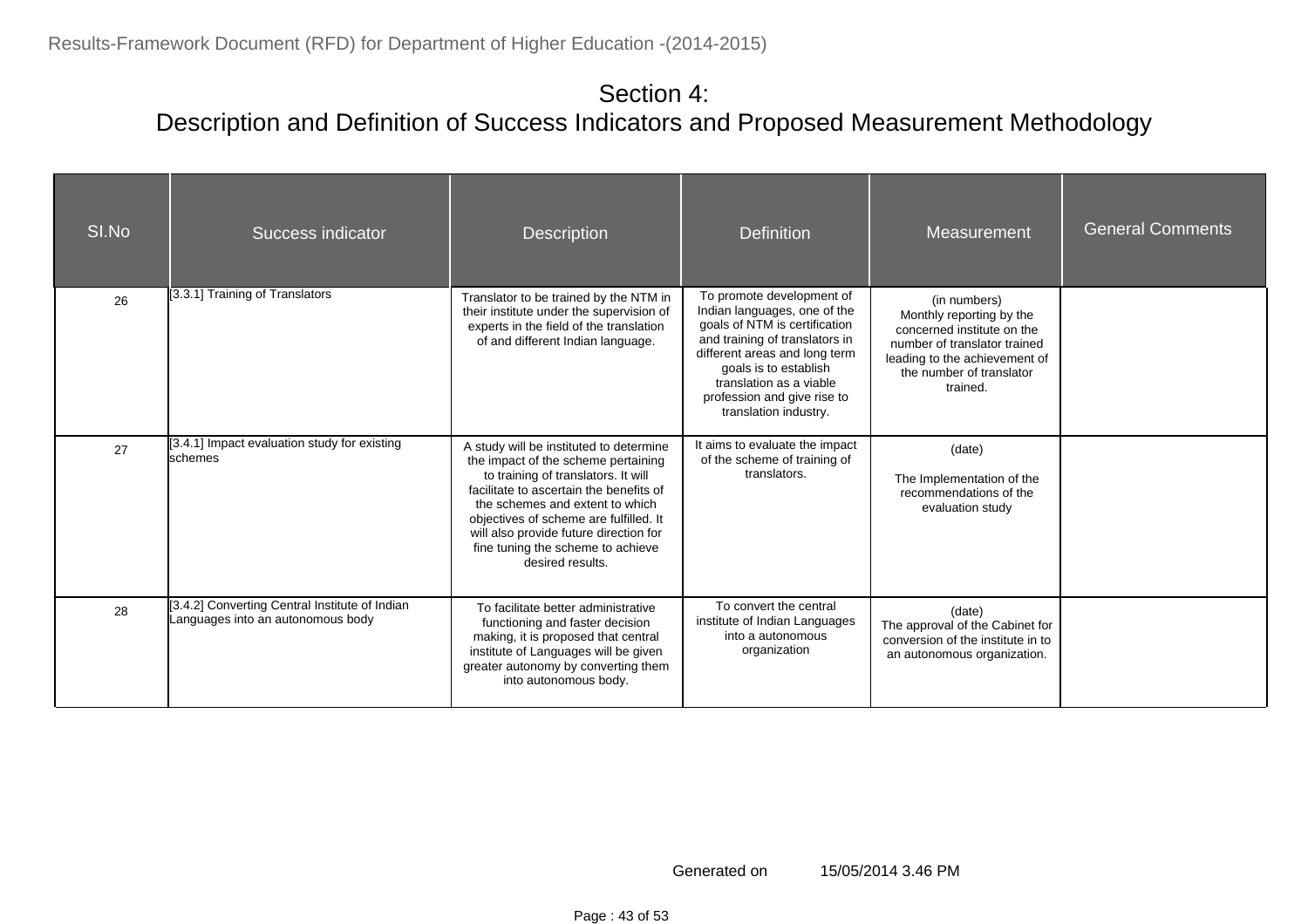# Section 4:
## Description and Definition of Success Indicators and Proposed Measurement Methodology

| SI.No | Success indicator | Description | Definition | Measurement | General Comments |
|---|---|---|---|---|---|
| 26 | [3.3.1] Training of Translators | Translator to be trained by the NTM in their institute under the supervision of experts in the field of the translation of and different Indian language. | To promote development of Indian languages, one of the goals of NTM is certification and training of translators in different areas and long term goals is to establish translation as a viable profession and give rise to translation industry. | (in numbers) Monthly reporting by the concerned institute on the number of translator trained leading to the achievement of the number of translator trained. | |
| 27 | [3.4.1] Impact evaluation study for existing schemes | A study will be instituted to determine the impact of the scheme pertaining to training of translators. It will facilitate to ascertain the benefits of the schemes and extent to which objectives of scheme are fulfilled. It will also provide future direction for fine tuning the scheme to achieve desired results. | It aims to evaluate the impact of the scheme of training of translators. | (date) The Implementation of the recommendations of the evaluation study | |
| 28 | [3.4.2] Converting Central Institute of Indian Languages into an autonomous body | To facilitate better administrative functioning and faster decision making, it is proposed that central institute of Languages will be given greater autonomy by converting them into autonomous body. | To convert the central institute of Indian Languages into a autonomous organization | (date) The approval of the Cabinet for conversion of the institute in to an autonomous organization. | |

Generated on 15/05/2014 3.46 PM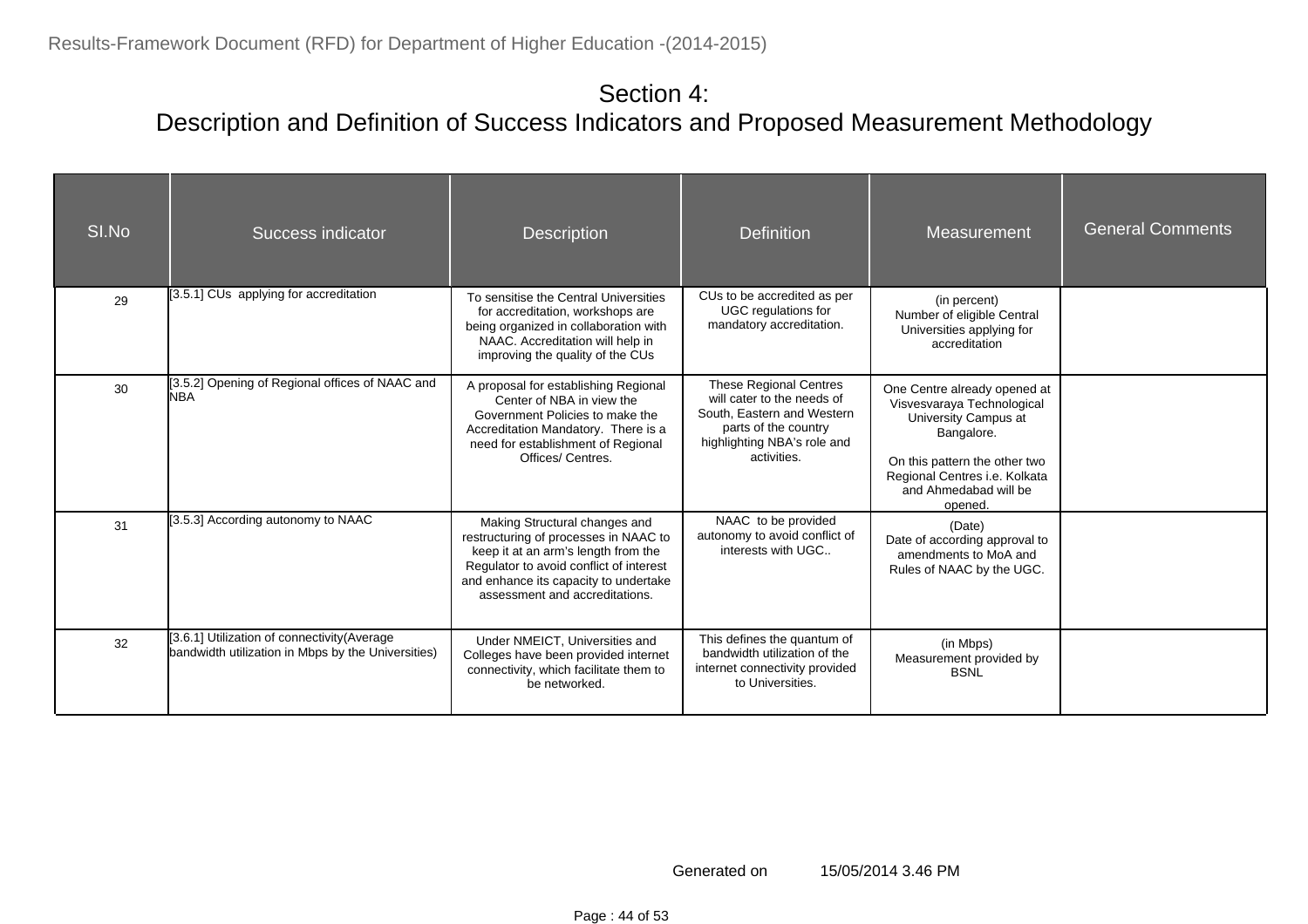# Section 4:
## Description and Definition of Success Indicators and Proposed Measurement Methodology

| SI.No | Success indicator | Description | Definition | Measurement | General Comments |
|---|---|---|---|---|---|
| 29 | [3.5.1] CUs applying for accreditation | To sensitise the Central Universities for accreditation, workshops are being organized in collaboration with NAAC. Accreditation will help in improving the quality of the CUs | CUs to be accredited as per UGC regulations for mandatory accreditation. | (in percent) Number of eligible Central Universities applying for accreditation | |
| 30 | [3.5.2] Opening of Regional offices of NAAC and NBA | A proposal for establishing Regional Center of NBA in view the Government Policies to make the Accreditation Mandatory. There is a need for establishment of Regional Offices/ Centres. | These Regional Centres will cater to the needs of South, Eastern and Western parts of the country highlighting NBA's role and activities. | One Centre already opened at Visvesvaraya Technological University Campus at Bangalore. On this pattern the other two Regional Centres i.e. Kolkata and Ahmedabad will be opened. | |
| 31 | [3.5.3] According autonomy to NAAC | Making Structural changes and restructuring of processes in NAAC to keep it at an arm's length from the Regulator to avoid conflict of interest and enhance its capacity to undertake assessment and accreditations. | NAAC to be provided autonomy to avoid conflict of interests with UGC.. | (Date) Date of according approval to amendments to MoA and Rules of NAAC by the UGC. | |
| 32 | [3.6.1] Utilization of connectivity(Average bandwidth utilization in Mbps by the Universities) | Under NMEICT, Universities and Colleges have been provided internet connectivity, which facilitate them to be networked. | This defines the quantum of bandwidth utilization of the internet connectivity provided to Universities. | (in Mbps) Measurement provided by BSNL | |

Generated on 15/05/2014 3.46 PM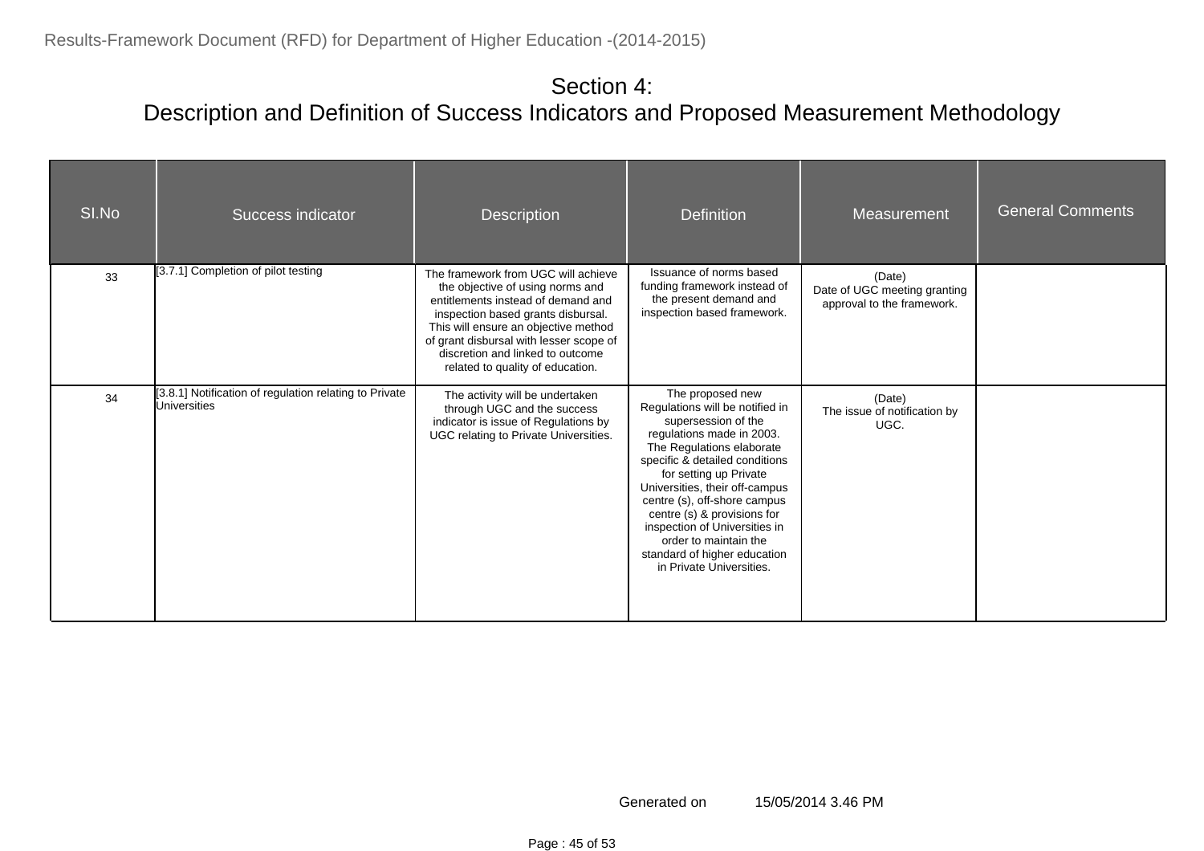## Section 4:
## Description and Definition of Success Indicators and Proposed Measurement Methodology

| SI.No | Success indicator | Description | Definition | Measurement | General Comments |
|---|---|---|---|---|---|
| 33 | [3.7.1] Completion of pilot testing | The framework from UGC will achieve the objective of using norms and entitlements instead of demand and inspection based grants disbursal. This will ensure an objective method of grant disbursal with lesser scope of discretion and linked to outcome related to quality of education. | Issuance of norms based funding framework instead of the present demand and inspection based framework. | (Date) Date of UGC meeting granting approval to the framework. | |
| 34 | [3.8.1] Notification of regulation relating to Private Universities | The activity will be undertaken through UGC and the success indicator is issue of Regulations by UGC relating to Private Universities. | The proposed new Regulations will be notified in supersession of the regulations made in 2003. The Regulations elaborate specific & detailed conditions for setting up Private Universities, their off-campus centre (s), off-shore campus centre (s) & provisions for inspection of Universities in order to maintain the standard of higher education in Private Universities. | (Date) The issue of notification by UGC. | |

Generated on 15/05/2014 3.46 PM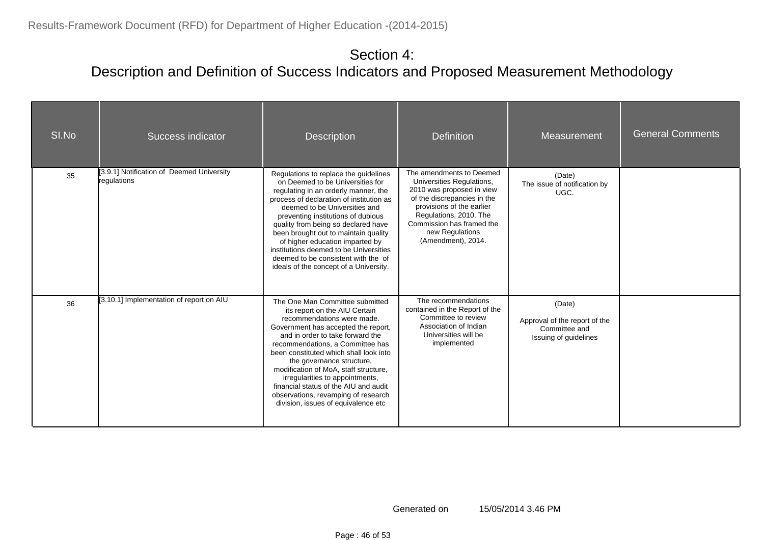## Section 4:
## Description and Definition of Success Indicators and Proposed Measurement Methodology

| SI.No | Success indicator | Description | Definition | Measurement | General Comments |
|---|---|---|---|---|---|
| 35 | [3.9.1] Notification of Deemed University regulations | Regulations to replace the guidelines on Deemed to be Universities for regulating in an orderly manner, the process of declaration of institution as deemed to be Universities and preventing institutions of dubious quality from being so declared have been brought out to maintain quality of higher education imparted by institutions deemed to be Universities deemed to be consistent with the of ideals of the concept of a University. | The amendments to Deemed Universities Regulations, 2010 was proposed in view of the discrepancies in the provisions of the earlier Regulations, 2010. The Commission has framed the new Regulations (Amendment), 2014. | (Date)<br>The issue of notification by UGC. | |
| 36 | [3.10.1] Implementation of report on AIU | The One Man Committee submitted its report on the AIU Certain recommendations were made. Government has accepted the report, and in order to take forward the recommendations, a Committee has been constituted which shall look into the governance structure, modification of MoA, staff structure, irregularities to appointments, financial status of the AIU and audit observations, revamping of research division, issues of equivalence etc | The recommendations contained in the Report of the Committee to review Association of Indian Universities will be implemented | (Date)<br><br>Approval of the report of the Committee and<br>Issuing of guidelines | |

Generated on 15/05/2014 3.46 PM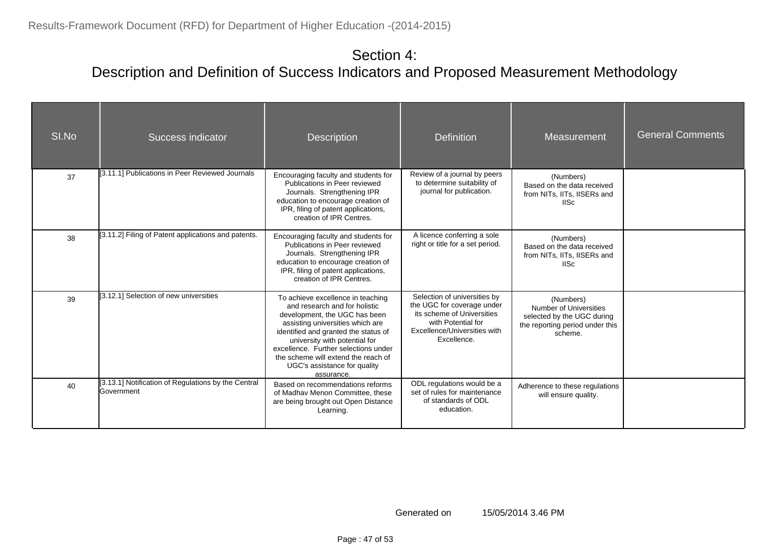## Section 4:
## Description and Definition of Success Indicators and Proposed Measurement Methodology

| SI.No | Success indicator | Description | Definition | Measurement | General Comments |
|---|---|---|---|---|---|
| 37 | [3.11.1] Publications in Peer Reviewed Journals | Encouraging faculty and students for Publications in Peer reviewed Journals. Strengthening IPR education to encourage creation of IPR, filing of patent applications, creation of IPR Centres. | Review of a journal by peers to determine suitability of journal for publication. | (Numbers) Based on the data received from NITs, IITs, IISERs and IISc | |
| 38 | [3.11.2] Filing of Patent applications and patents. | Encouraging faculty and students for Publications in Peer reviewed Journals. Strengthening IPR education to encourage creation of IPR, filing of patent applications, creation of IPR Centres. | A licence conferring a sole right or title for a set period. | (Numbers) Based on the data received from NITs, IITs, IISERs and IISc | |
| 39 | [3.12.1] Selection of new universities | To achieve excellence in teaching and research and for holistic development, the UGC has been assisting universities which are identified and granted the status of university with potential for excellence. Further selections under the scheme will extend the reach of UGC's assistance for quality assurance. | Selection of universities by the UGC for coverage under its scheme of Universities with Potential for Excellence/Universities with Excellence. | (Numbers) Number of Universities selected by the UGC during the reporting period under this scheme. | |
| 40 | [3.13.1] Notification of Regulations by the Central Government | Based on recommendations reforms of Madhav Menon Committee, these are being brought out Open Distance Learning. | ODL regulations would be a set of rules for maintenance of standards of ODL education. | Adherence to these regulations will ensure quality. | |

Generated on 15/05/2014 3.46 PM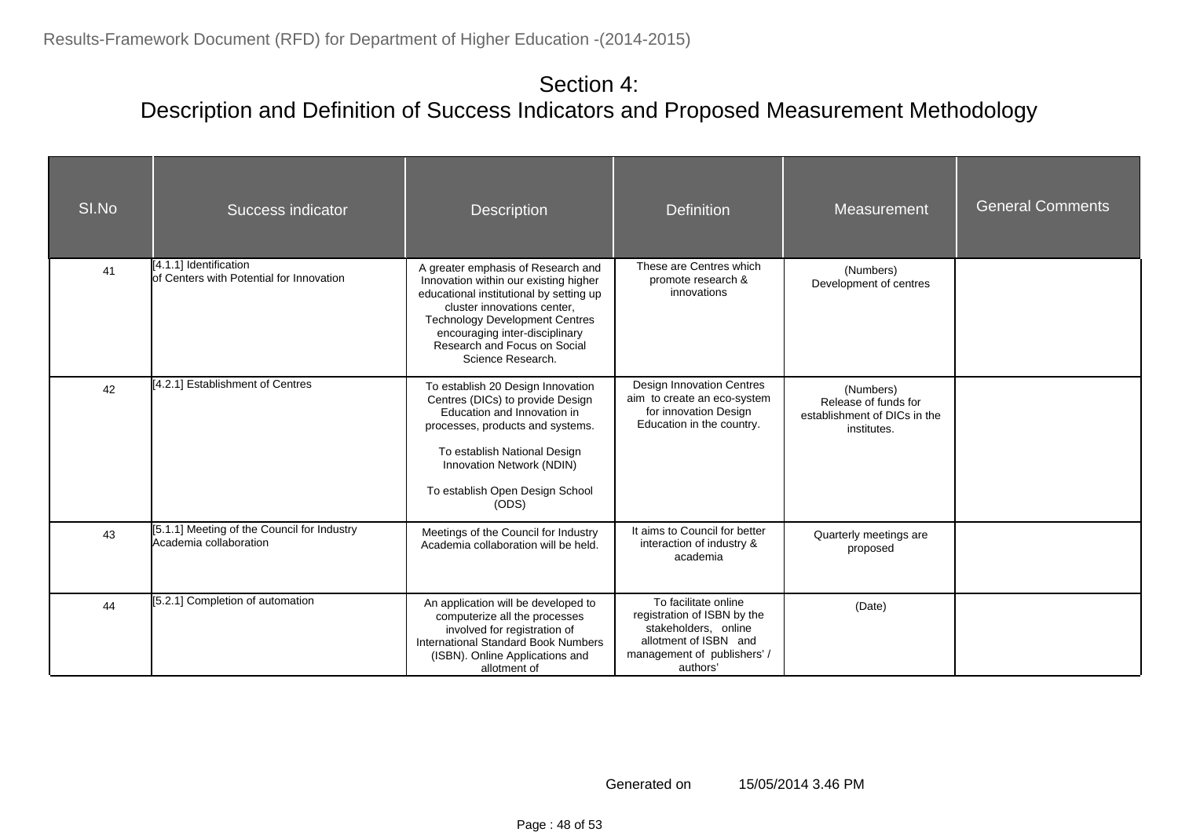## Section 4:
## Description and Definition of Success Indicators and Proposed Measurement Methodology

| SI.No | Success indicator | Description | Definition | Measurement | General Comments |
|---|---|---|---|---|---|
| 41 | [4.1.1] Identification of Centers with Potential for Innovation | A greater emphasis of Research and Innovation within our existing higher educational institutional by setting up cluster innovations center, Technology Development Centres encouraging inter-disciplinary Research and Focus on Social Science Research. | These are Centres which promote research & innovations | (Numbers) Development of centres | |
| 42 | [4.2.1] Establishment of Centres | To establish 20 Design Innovation Centres (DICs) to provide Design Education and Innovation in processes, products and systems.<br><br>To establish National Design Innovation Network (NDIN)<br><br>To establish Open Design School (ODS) | Design Innovation Centres aim to create an eco-system for innovation Design Education in the country. | (Numbers) Release of funds for establishment of DICs in the institutes. | |
| 43 | [5.1.1] Meeting of the Council for Industry Academia collaboration | Meetings of the Council for Industry Academia collaboration will be held. | It aims to Council for better interaction of industry & academia | Quarterly meetings are proposed | |
| 44 | [5.2.1] Completion of automation | An application will be developed to computerize all the processes involved for registration of International Standard Book Numbers (ISBN). Online Applications and allotment of | To facilitate online registration of ISBN by the stakeholders, online allotment of ISBN and management of publishers' / authors' | (Date) | |

Generated on 15/05/2014 3.46 PM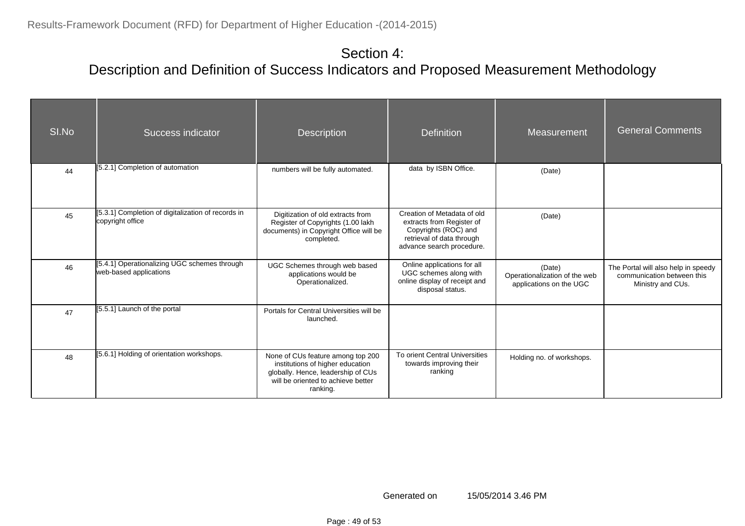# Section 4:
## Description and Definition of Success Indicators and Proposed Measurement Methodology

| SI.No | Success indicator | Description | Definition | Measurement | General Comments |
|---|---|---|---|---|---|
| 44 | [5.2.1] Completion of automation | numbers will be fully automated. | data by ISBN Office. | (Date) | |
| 45 | [5.3.1] Completion of digitalization of records in copyright office | Digitization of old extracts from Register of Copyrights (1.00 lakh documents) in Copyright Office will be completed. | Creation of Metadata of old extracts from Register of Copyrights (ROC) and retrieval of data through advance search procedure. | (Date) | |
| 46 | [5.4.1] Operationalizing UGC schemes through web-based applications | UGC Schemes through web based applications would be Operationalized. | Online applications for all UGC schemes along with online display of receipt and disposal status. | (Date) Operationalization of the web applications on the UGC | The Portal will also help in speedy communication between this Ministry and CUs. |
| 47 | [5.5.1] Launch of the portal | Portals for Central Universities will be launched. | | | |
| 48 | [5.6.1] Holding of orientation workshops. | None of CUs feature among top 200 institutions of higher education globally. Hence, leadership of CUs will be oriented to achieve better ranking. | To orient Central Universities towards improving their ranking | Holding no. of workshops. | |

Generated on 15/05/2014 3.46 PM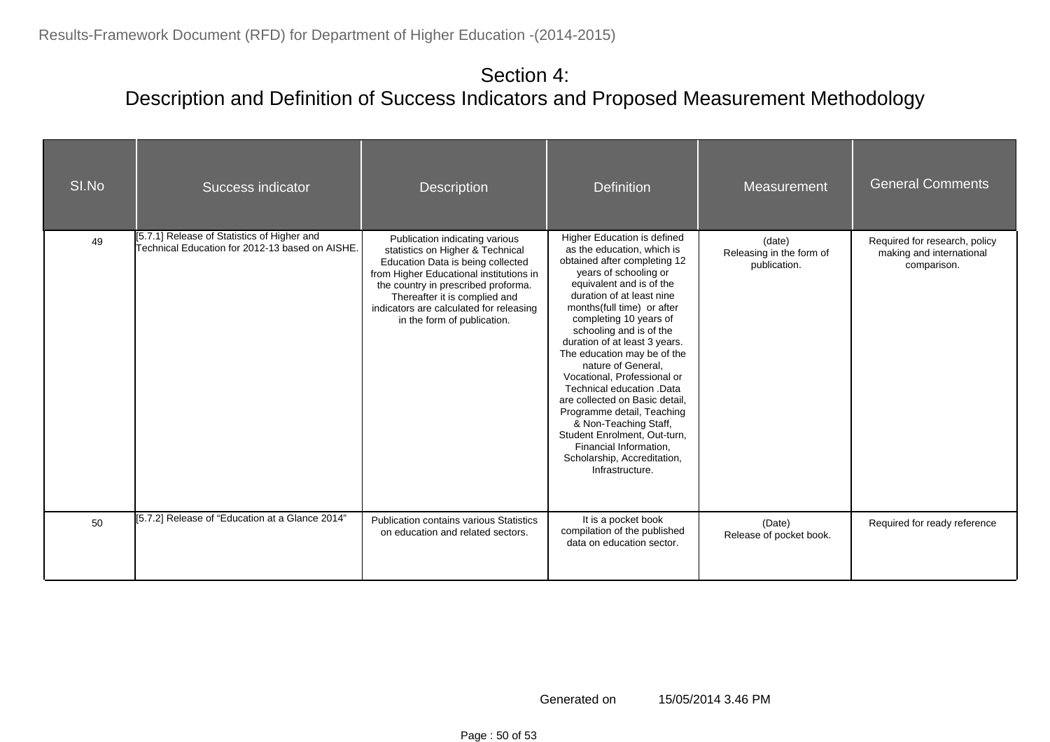# Section 4:
## Description and Definition of Success Indicators and Proposed Measurement Methodology

| SI.No | Success indicator | Description | Definition | Measurement | General Comments |
|---|---|---|---|---|---|
| 49 | [5.7.1] Release of Statistics of Higher and Technical Education for 2012-13 based on AISHE. | Publication indicating various statistics on Higher & Technical Education Data is being collected from Higher Educational institutions in the country in prescribed proforma. Thereafter it is complied and indicators are calculated for releasing in the form of publication. | Higher Education is defined as the education, which is obtained after completing 12 years of schooling or equivalent and is of the duration of at least nine months(full time) or after completing 10 years of schooling and is of the duration of at least 3 years. The education may be of the nature of General, Vocational, Professional or Technical education .Data are collected on Basic detail, Programme detail, Teaching & Non-Teaching Staff, Student Enrolment, Out-turn, Financial Information, Scholarship, Accreditation, Infrastructure. | (date) Releasing in the form of publication. | Required for research, policy making and international comparison. |
| 50 | [5.7.2] Release of “Education at a Glance 2014” | Publication contains various Statistics on education and related sectors. | It is a pocket book compilation of the published data on education sector. | (Date) Release of pocket book. | Required for ready reference |

Generated on 15/05/2014 3.46 PM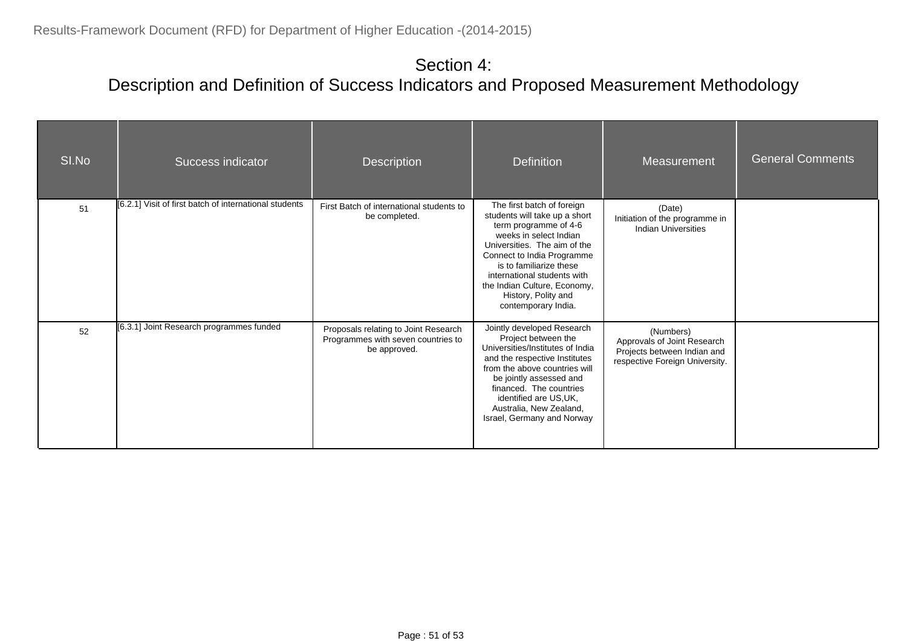# Section 4:
## Description and Definition of Success Indicators and Proposed Measurement Methodology

| SI.No | Success indicator | Description | Definition | Measurement | General Comments |
|---|---|---|---|---|---|
| 51 | [6.2.1] Visit of first batch of international students | First Batch of international students to be completed. | The first batch of foreign students will take up a short term programme of 4-6 weeks in select Indian Universities. The aim of the Connect to India Programme is to familiarize these international students with the Indian Culture, Economy, History, Polity and contemporary India. | (Date) Initiation of the programme in Indian Universities | |
| 52 | [6.3.1] Joint Research programmes funded | Proposals relating to Joint Research Programmes with seven countries to be approved. | Jointly developed Research Project between the Universities/Institutes of India and the respective Institutes from the above countries will be jointly assessed and financed. The countries identified are US,UK, Australia, New Zealand, Israel, Germany and Norway | (Numbers) Approvals of Joint Research Projects between Indian and respective Foreign University. | |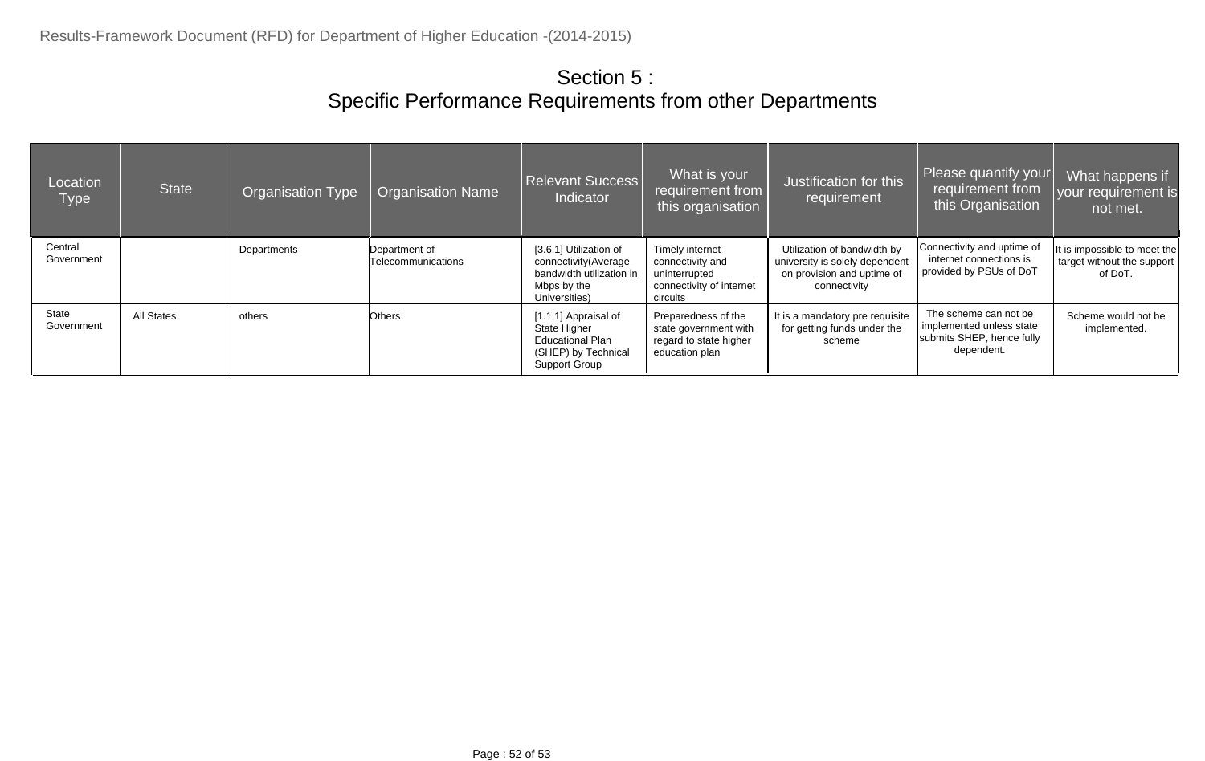# Section 5 :
## Specific Performance Requirements from other Departments

| Location Type | State | Organisation Type | Organisation Name | Relevant Success Indicator | What is your requirement from this organisation | Justification for this requirement | Please quantify your requirement from this Organisation | What happens if your requirement is not met. |
|---|---|---|---|---|---|---|---|---|
| Central Government | | Departments | Department of Telecommunications | [3.6.1] Utilization of connectivity(Average bandwidth utilization in Mbps by the Universities) | Timely internet connectivity and uninterrupted connectivity of internet circuits | Utilization of bandwidth by university is solely dependent on provision and uptime of connectivity | Connectivity and uptime of internet connections is provided by PSUs of DoT | It is impossible to meet the target without the support of DoT. |
| State Government | All States | others | Others | [1.1.1] Appraisal of State Higher Educational Plan (SHEP) by Technical Support Group | Preparedness of the state government with regard to state higher education plan | It is a mandatory pre requisite for getting funds under the scheme | The scheme can not be implemented unless state submits SHEP, hence fully dependent. | Scheme would not be implemented. |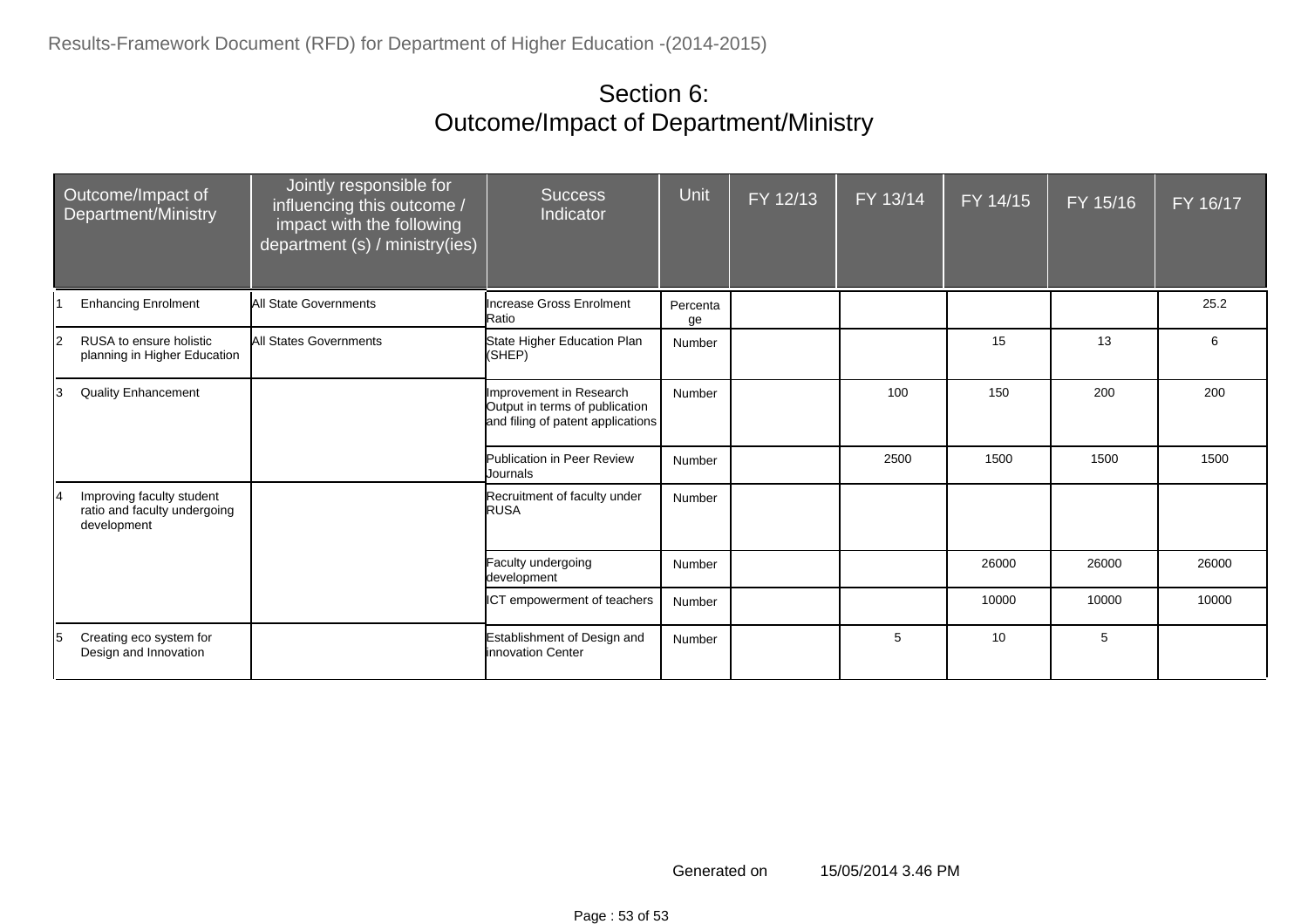# Section 6:
# Outcome/Impact of Department/Ministry

| Outcome/Impact of Department/Ministry | Jointly responsible for influencing this outcome / impact with the following department (s) / ministry(ies) | Success Indicator | Unit | FY 12/13 | FY 13/14 | FY 14/15 | FY 15/16 | FY 16/17 |
|---|---|---|---|---|---|---|---|---|
| 1 Enhancing Enrolment | All State Governments | Increase Gross Enrolment Ratio | Percentage | | | | | 25.2 |
| 2 RUSA to ensure holistic planning in Higher Education | All States Governments | State Higher Education Plan (SHEP) | Number | | | 15 | 13 | 6 |
| 3 Quality Enhancement | | Improvement in Research Output in terms of publication and filing of patent applications | Number | | 100 | 150 | 200 | 200 |
| | | Publication in Peer Review Journals | Number | | 2500 | 1500 | 1500 | 1500 |
| 4 Improving faculty student ratio and faculty undergoing development | | Recruitment of faculty under RUSA | Number | | | | | |
| | | Faculty undergoing development | Number | | | 26000 | 26000 | 26000 |
| | | ICT empowerment of teachers | Number | | | 10000 | 10000 | 10000 |
| 5 Creating eco system for Design and Innovation | | Establishment of Design and innovation Center | Number | | 5 | 10 | 5 | |

Generated on 15/05/2014 3.46 PM